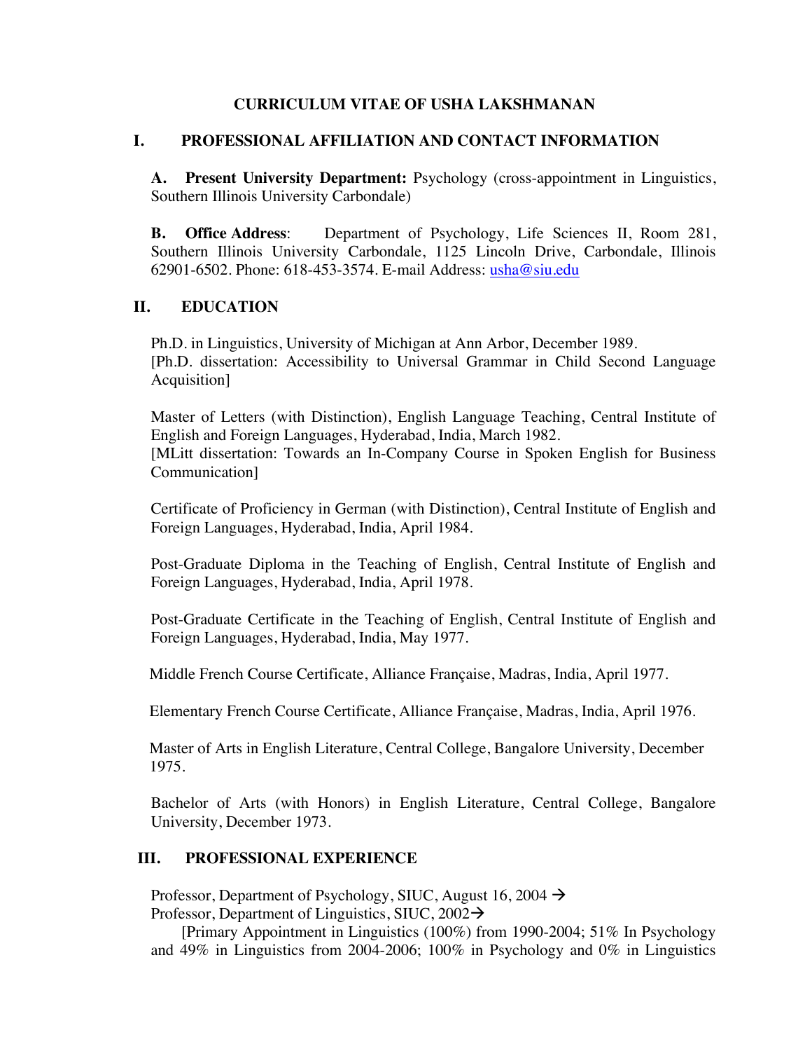# CURRICULUM VITAE OF USHA LAKSHMANAN

## I. PROFESSIONAL AFFILIATION AND CONTACT INFORMATION

**A. Present University Department:** Psychology (cross-appointment in Linguistics, Southern Illinois University Carbondale)

**B. Office Address**: Department of Psychology, Life Sciences II, Room 281, Southern Illinois University Carbondale, 1125 Lincoln Drive, Carbondale, Illinois 62901-6502. Phone: 618-453-3574. E-mail Address: usha@siu.edu

## II. EDUCATION

Ph.D. in Linguistics, University of Michigan at Ann Arbor, December 1989.
[Ph.D. dissertation: Accessibility to Universal Grammar in Child Second Language Acquisition]

Master of Letters (with Distinction), English Language Teaching, Central Institute of English and Foreign Languages, Hyderabad, India, March 1982.
[MLitt dissertation: Towards an In-Company Course in Spoken English for Business Communication]

Certificate of Proficiency in German (with Distinction), Central Institute of English and Foreign Languages, Hyderabad, India, April 1984.

Post-Graduate Diploma in the Teaching of English, Central Institute of English and Foreign Languages, Hyderabad, India, April 1978.

Post-Graduate Certificate in the Teaching of English, Central Institute of English and Foreign Languages, Hyderabad, India, May 1977.

Middle French Course Certificate, Alliance Française, Madras, India, April 1977.

Elementary French Course Certificate, Alliance Française, Madras, India, April 1976.

Master of Arts in English Literature, Central College, Bangalore University, December 1975.

Bachelor of Arts (with Honors) in English Literature, Central College, Bangalore University, December 1973.

## III. PROFESSIONAL EXPERIENCE

Professor, Department of Psychology, SIUC, August 16, 2004 →
Professor, Department of Linguistics, SIUC, 2002→
[Primary Appointment in Linguistics (100%) from 1990-2004; 51% In Psychology and 49% in Linguistics from 2004-2006; 100% in Psychology and 0% in Linguistics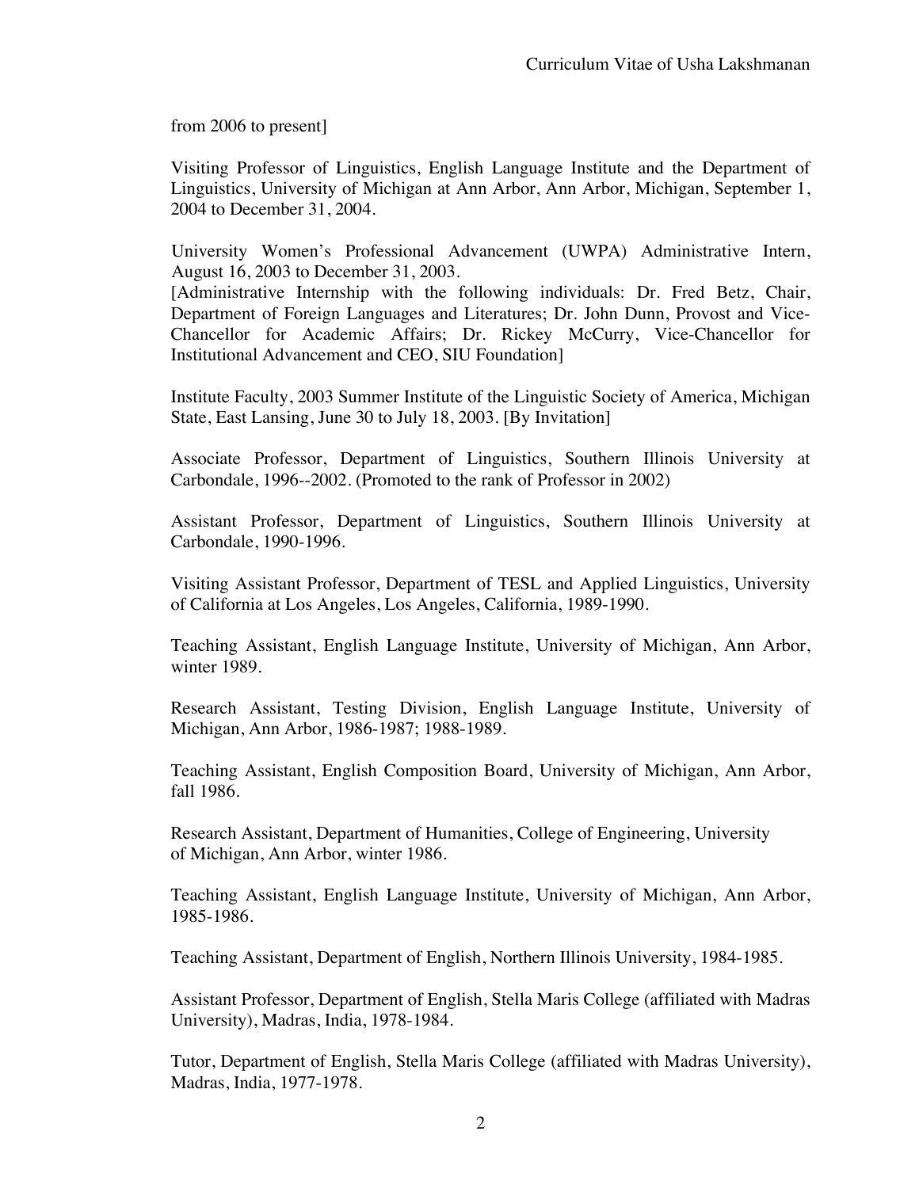from 2006 to present]

Visiting Professor of Linguistics, English Language Institute and the Department of Linguistics, University of Michigan at Ann Arbor, Ann Arbor, Michigan, September 1, 2004 to December 31, 2004.

University Women's Professional Advancement (UWPA) Administrative Intern, August 16, 2003 to December 31, 2003.
[Administrative Internship with the following individuals: Dr. Fred Betz, Chair, Department of Foreign Languages and Literatures; Dr. John Dunn, Provost and Vice-Chancellor for Academic Affairs; Dr. Rickey McCurry, Vice-Chancellor for Institutional Advancement and CEO, SIU Foundation]

Institute Faculty, 2003 Summer Institute of the Linguistic Society of America, Michigan State, East Lansing, June 30 to July 18, 2003. [By Invitation]

Associate Professor, Department of Linguistics, Southern Illinois University at Carbondale, 1996--2002. (Promoted to the rank of Professor in 2002)

Assistant Professor, Department of Linguistics, Southern Illinois University at Carbondale, 1990-1996.

Visiting Assistant Professor, Department of TESL and Applied Linguistics, University of California at Los Angeles, Los Angeles, California, 1989-1990.

Teaching Assistant, English Language Institute, University of Michigan, Ann Arbor, winter 1989.

Research Assistant, Testing Division, English Language Institute, University of Michigan, Ann Arbor, 1986-1987; 1988-1989.

Teaching Assistant, English Composition Board, University of Michigan, Ann Arbor, fall 1986.

Research Assistant, Department of Humanities, College of Engineering, University of Michigan, Ann Arbor, winter 1986.

Teaching Assistant, English Language Institute, University of Michigan, Ann Arbor, 1985-1986.

Teaching Assistant, Department of English, Northern Illinois University, 1984-1985.

Assistant Professor, Department of English, Stella Maris College (affiliated with Madras University), Madras, India, 1978-1984.

Tutor, Department of English, Stella Maris College (affiliated with Madras University), Madras, India, 1977-1978.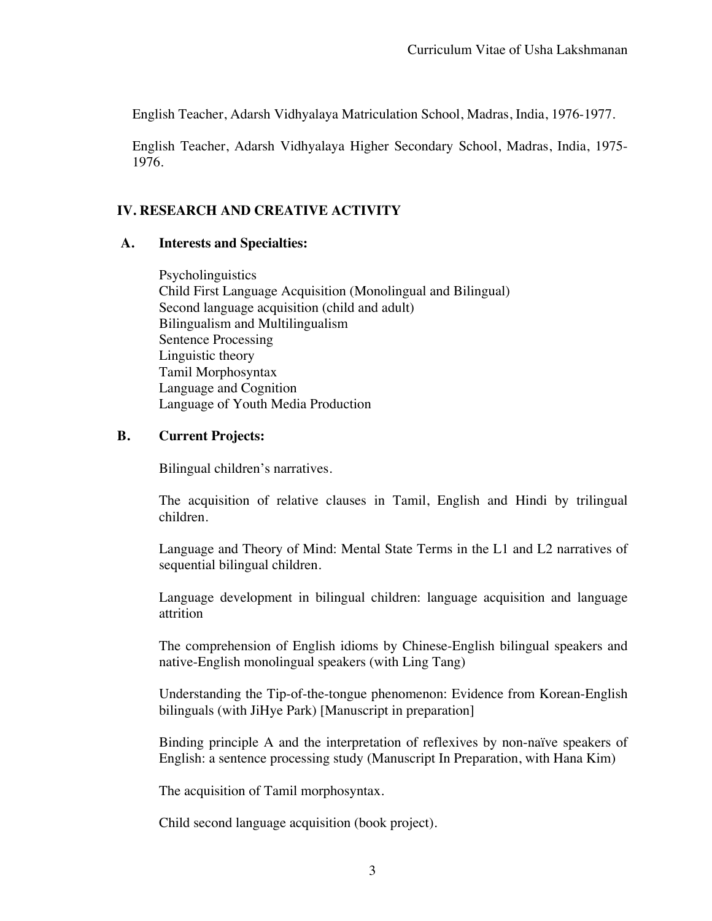English Teacher, Adarsh Vidhyalaya Matriculation School, Madras, India, 1976-1977.

English Teacher, Adarsh Vidhyalaya Higher Secondary School, Madras, India, 1975-1976.

## IV. RESEARCH AND CREATIVE ACTIVITY

### A. Interests and Specialties:

Psycholinguistics
Child First Language Acquisition (Monolingual and Bilingual)
Second language acquisition (child and adult)
Bilingualism and Multilingualism
Sentence Processing
Linguistic theory
Tamil Morphosyntax
Language and Cognition
Language of Youth Media Production

### B. Current Projects:

Bilingual children's narratives.

The acquisition of relative clauses in Tamil, English and Hindi by trilingual children.

Language and Theory of Mind: Mental State Terms in the L1 and L2 narratives of sequential bilingual children.

Language development in bilingual children: language acquisition and language attrition

The comprehension of English idioms by Chinese-English bilingual speakers and native-English monolingual speakers (with Ling Tang)

Understanding the Tip-of-the-tongue phenomenon: Evidence from Korean-English bilinguals (with JiHye Park) [Manuscript in preparation]

Binding principle A and the interpretation of reflexives by non-naïve speakers of English: a sentence processing study (Manuscript In Preparation, with Hana Kim)

The acquisition of Tamil morphosyntax.

Child second language acquisition (book project).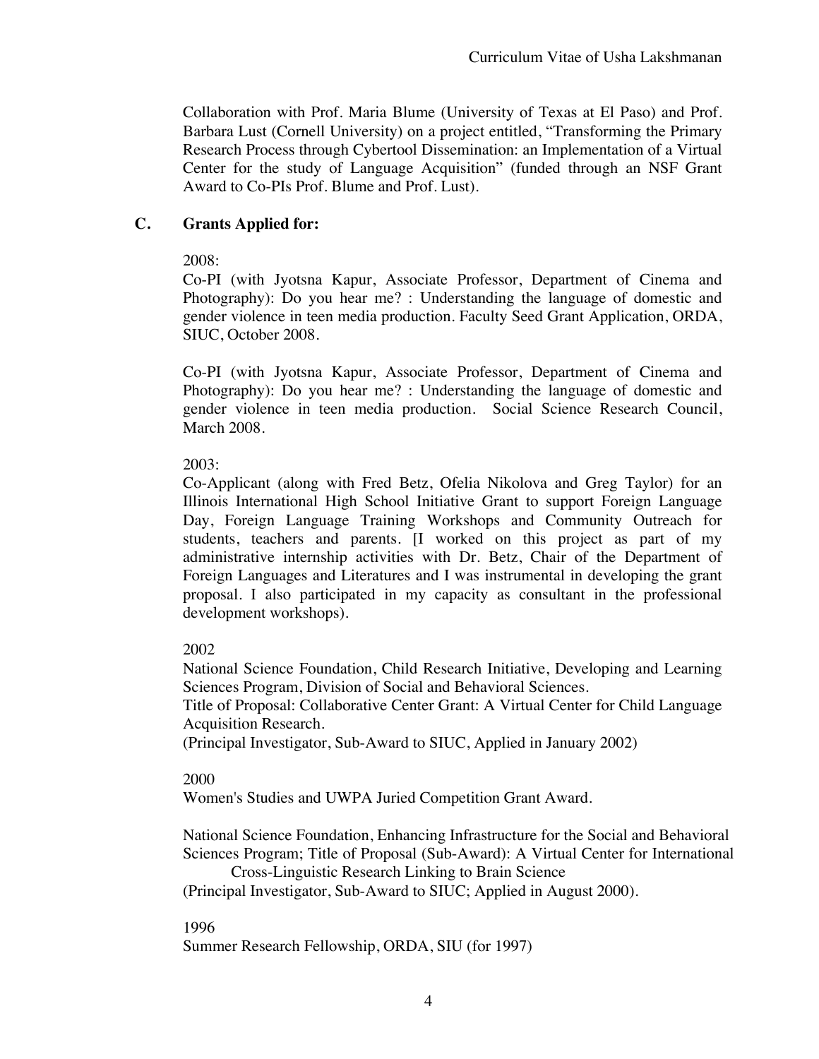Collaboration with Prof. Maria Blume (University of Texas at El Paso) and Prof. Barbara Lust (Cornell University) on a project entitled, "Transforming the Primary Research Process through Cybertool Dissemination: an Implementation of a Virtual Center for the study of Language Acquisition" (funded through an NSF Grant Award to Co-PIs Prof. Blume and Prof. Lust).

### C. Grants Applied for:

2008:

Co-PI (with Jyotsna Kapur, Associate Professor, Department of Cinema and Photography): Do you hear me? : Understanding the language of domestic and gender violence in teen media production. Faculty Seed Grant Application, ORDA, SIUC, October 2008.

Co-PI (with Jyotsna Kapur, Associate Professor, Department of Cinema and Photography): Do you hear me? : Understanding the language of domestic and gender violence in teen media production. Social Science Research Council, March 2008.

2003:

Co-Applicant (along with Fred Betz, Ofelia Nikolova and Greg Taylor) for an Illinois International High School Initiative Grant to support Foreign Language Day, Foreign Language Training Workshops and Community Outreach for students, teachers and parents. [I worked on this project as part of my administrative internship activities with Dr. Betz, Chair of the Department of Foreign Languages and Literatures and I was instrumental in developing the grant proposal. I also participated in my capacity as consultant in the professional development workshops).

2002

National Science Foundation, Child Research Initiative, Developing and Learning Sciences Program, Division of Social and Behavioral Sciences.
Title of Proposal: Collaborative Center Grant: A Virtual Center for Child Language Acquisition Research.
(Principal Investigator, Sub-Award to SIUC, Applied in January 2002)

2000

Women's Studies and UWPA Juried Competition Grant Award.

National Science Foundation, Enhancing Infrastructure for the Social and Behavioral Sciences Program; Title of Proposal (Sub-Award): A Virtual Center for International Cross-Linguistic Research Linking to Brain Science
(Principal Investigator, Sub-Award to SIUC; Applied in August 2000).

1996

Summer Research Fellowship, ORDA, SIU (for 1997)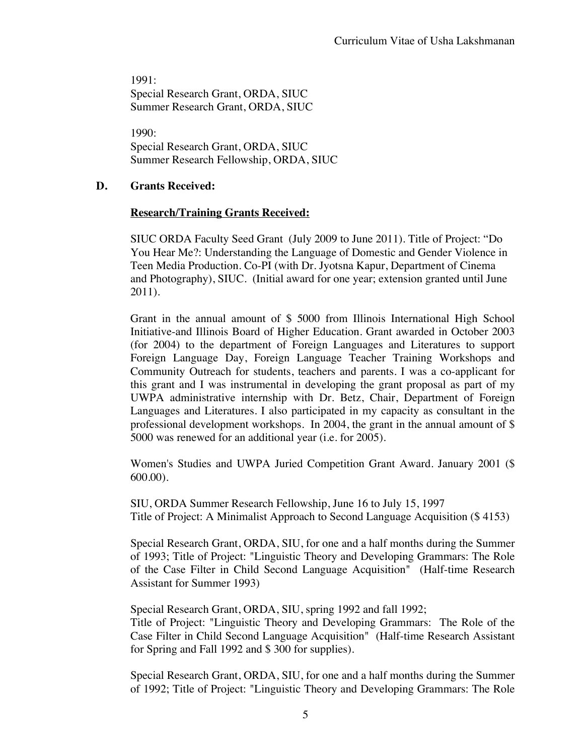1991:
Special Research Grant, ORDA, SIUC
Summer Research Grant, ORDA, SIUC

1990:
Special Research Grant, ORDA, SIUC
Summer Research Fellowship, ORDA, SIUC

## D. Grants Received:

### <u>Research/Training Grants Received:</u>

SIUC ORDA Faculty Seed Grant (July 2009 to June 2011). Title of Project: "Do You Hear Me?: Understanding the Language of Domestic and Gender Violence in Teen Media Production. Co-PI (with Dr. Jyotsna Kapur, Department of Cinema and Photography), SIUC. (Initial award for one year; extension granted until June 2011).

Grant in the annual amount of $ 5000 from Illinois International High School Initiative-and Illinois Board of Higher Education. Grant awarded in October 2003 (for 2004) to the department of Foreign Languages and Literatures to support Foreign Language Day, Foreign Language Teacher Training Workshops and Community Outreach for students, teachers and parents. I was a co-applicant for this grant and I was instrumental in developing the grant proposal as part of my UWPA administrative internship with Dr. Betz, Chair, Department of Foreign Languages and Literatures. I also participated in my capacity as consultant in the professional development workshops. In 2004, the grant in the annual amount of $ 5000 was renewed for an additional year (i.e. for 2005).

Women's Studies and UWPA Juried Competition Grant Award. January 2001 ($ 600.00).

SIU, ORDA Summer Research Fellowship, June 16 to July 15, 1997
Title of Project: A Minimalist Approach to Second Language Acquisition ($ 4153)

Special Research Grant, ORDA, SIU, for one and a half months during the Summer of 1993; Title of Project: "Linguistic Theory and Developing Grammars: The Role of the Case Filter in Child Second Language Acquisition" (Half-time Research Assistant for Summer 1993)

Special Research Grant, ORDA, SIU, spring 1992 and fall 1992;
Title of Project: "Linguistic Theory and Developing Grammars: The Role of the Case Filter in Child Second Language Acquisition" (Half-time Research Assistant for Spring and Fall 1992 and $ 300 for supplies).

Special Research Grant, ORDA, SIU, for one and a half months during the Summer of 1992; Title of Project: "Linguistic Theory and Developing Grammars: The Role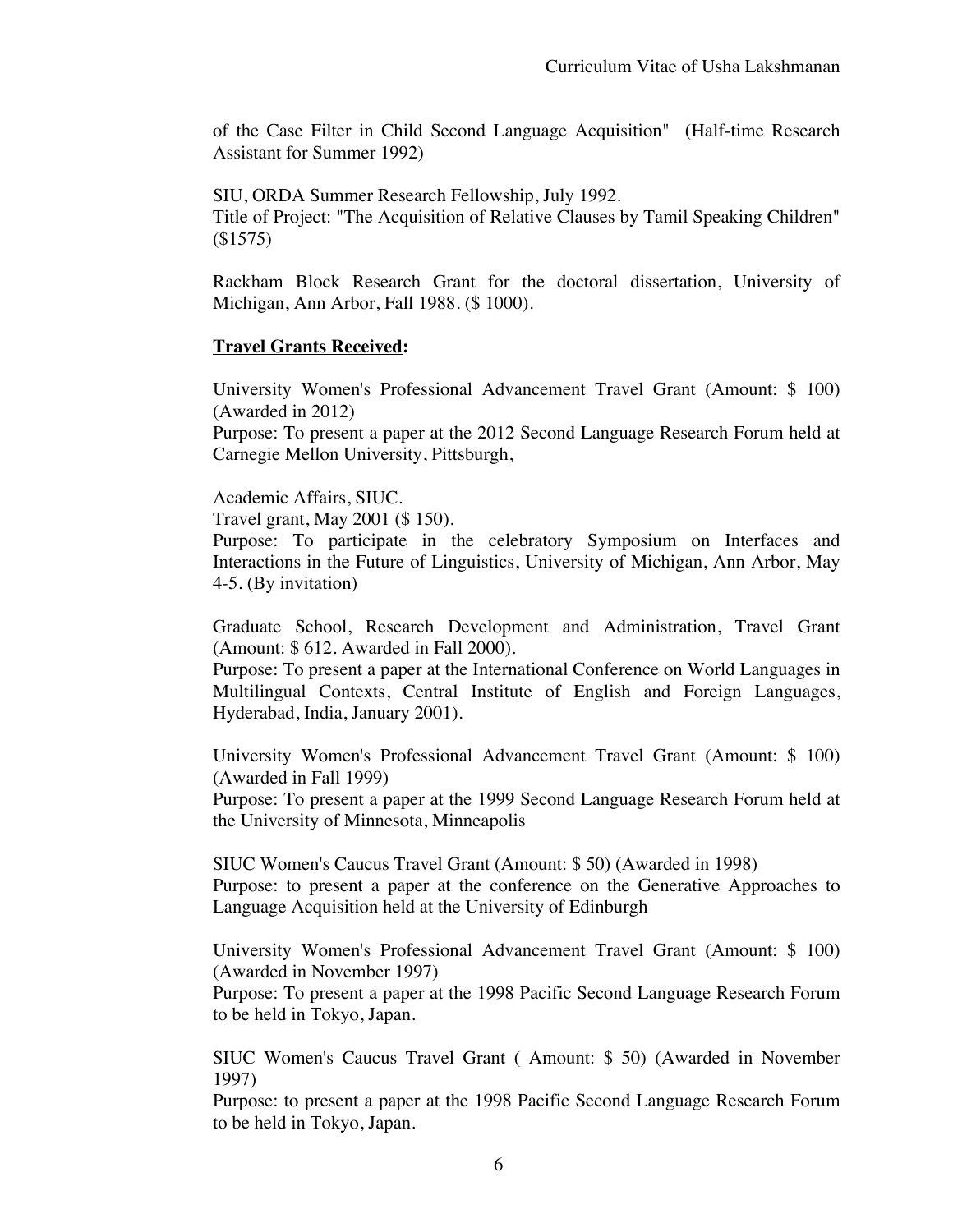of the Case Filter in Child Second Language Acquisition" (Half-time Research Assistant for Summer 1992)

SIU, ORDA Summer Research Fellowship, July 1992.
Title of Project: "The Acquisition of Relative Clauses by Tamil Speaking Children" ($1575)

Rackham Block Research Grant for the doctoral dissertation, University of Michigan, Ann Arbor, Fall 1988. ($ 1000).

**<u>Travel Grants Received</u>:**

University Women's Professional Advancement Travel Grant (Amount: $ 100) (Awarded in 2012)
Purpose: To present a paper at the 2012 Second Language Research Forum held at Carnegie Mellon University, Pittsburgh,

Academic Affairs, SIUC.
Travel grant, May 2001 ($ 150).
Purpose: To participate in the celebratory Symposium on Interfaces and Interactions in the Future of Linguistics, University of Michigan, Ann Arbor, May 4-5. (By invitation)

Graduate School, Research Development and Administration, Travel Grant (Amount: $ 612. Awarded in Fall 2000).
Purpose: To present a paper at the International Conference on World Languages in Multilingual Contexts, Central Institute of English and Foreign Languages, Hyderabad, India, January 2001).

University Women's Professional Advancement Travel Grant (Amount: $ 100) (Awarded in Fall 1999)
Purpose: To present a paper at the 1999 Second Language Research Forum held at the University of Minnesota, Minneapolis

SIUC Women's Caucus Travel Grant (Amount: $ 50) (Awarded in 1998)
Purpose: to present a paper at the conference on the Generative Approaches to Language Acquisition held at the University of Edinburgh

University Women's Professional Advancement Travel Grant (Amount: $ 100) (Awarded in November 1997)
Purpose: To present a paper at the 1998 Pacific Second Language Research Forum to be held in Tokyo, Japan.

SIUC Women's Caucus Travel Grant ( Amount: $ 50) (Awarded in November 1997)
Purpose: to present a paper at the 1998 Pacific Second Language Research Forum to be held in Tokyo, Japan.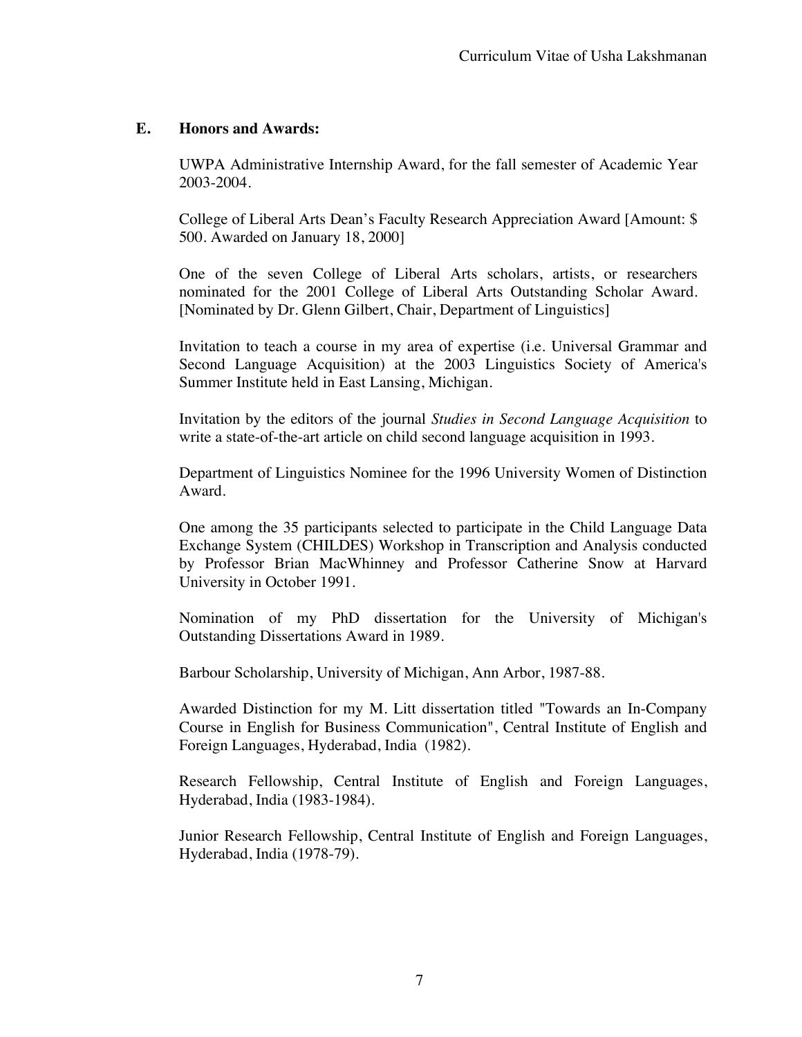## E. Honors and Awards:

UWPA Administrative Internship Award, for the fall semester of Academic Year 2003-2004.

College of Liberal Arts Dean's Faculty Research Appreciation Award [Amount: $ 500. Awarded on January 18, 2000]

One of the seven College of Liberal Arts scholars, artists, or researchers nominated for the 2001 College of Liberal Arts Outstanding Scholar Award. [Nominated by Dr. Glenn Gilbert, Chair, Department of Linguistics]

Invitation to teach a course in my area of expertise (i.e. Universal Grammar and Second Language Acquisition) at the 2003 Linguistics Society of America's Summer Institute held in East Lansing, Michigan.

Invitation by the editors of the journal *Studies in Second Language Acquisition* to write a state-of-the-art article on child second language acquisition in 1993.

Department of Linguistics Nominee for the 1996 University Women of Distinction Award.

One among the 35 participants selected to participate in the Child Language Data Exchange System (CHILDES) Workshop in Transcription and Analysis conducted by Professor Brian MacWhinney and Professor Catherine Snow at Harvard University in October 1991.

Nomination of my PhD dissertation for the University of Michigan's Outstanding Dissertations Award in 1989.

Barbour Scholarship, University of Michigan, Ann Arbor, 1987-88.

Awarded Distinction for my M. Litt dissertation titled "Towards an In-Company Course in English for Business Communication", Central Institute of English and Foreign Languages, Hyderabad, India (1982).

Research Fellowship, Central Institute of English and Foreign Languages, Hyderabad, India (1983-1984).

Junior Research Fellowship, Central Institute of English and Foreign Languages, Hyderabad, India (1978-79).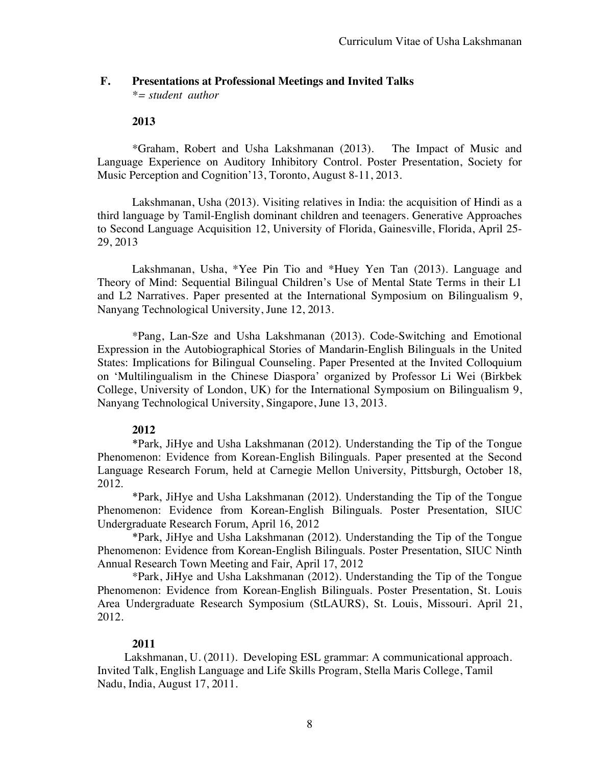## F. Presentations at Professional Meetings and Invited Talks

*\*= student author*

### 2013

*Graham, Robert and Usha Lakshmanan (2013). The Impact of Music and Language Experience on Auditory Inhibitory Control. Poster Presentation, Society for Music Perception and Cognition'13, Toronto, August 8-11, 2013.

Lakshmanan, Usha (2013). Visiting relatives in India: the acquisition of Hindi as a third language by Tamil-English dominant children and teenagers. Generative Approaches to Second Language Acquisition 12, University of Florida, Gainesville, Florida, April 25-29, 2013

Lakshmanan, Usha, *Yee Pin Tio and *Huey Yen Tan (2013). Language and Theory of Mind: Sequential Bilingual Children's Use of Mental State Terms in their L1 and L2 Narratives. Paper presented at the International Symposium on Bilingualism 9, Nanyang Technological University, June 12, 2013.

*Pang, Lan-Sze and Usha Lakshmanan (2013). Code-Switching and Emotional Expression in the Autobiographical Stories of Mandarin-English Bilinguals in the United States: Implications for Bilingual Counseling. Paper Presented at the Invited Colloquium on 'Multilingualism in the Chinese Diaspora' organized by Professor Li Wei (Birkbek College, University of London, UK) for the International Symposium on Bilingualism 9, Nanyang Technological University, Singapore, June 13, 2013.

### 2012

*Park, JiHye and Usha Lakshmanan (2012). Understanding the Tip of the Tongue Phenomenon: Evidence from Korean-English Bilinguals. Paper presented at the Second Language Research Forum, held at Carnegie Mellon University, Pittsburgh, October 18, 2012.

*Park, JiHye and Usha Lakshmanan (2012). Understanding the Tip of the Tongue Phenomenon: Evidence from Korean-English Bilinguals. Poster Presentation, SIUC Undergraduate Research Forum, April 16, 2012

*Park, JiHye and Usha Lakshmanan (2012). Understanding the Tip of the Tongue Phenomenon: Evidence from Korean-English Bilinguals. Poster Presentation, SIUC Ninth Annual Research Town Meeting and Fair, April 17, 2012

*Park, JiHye and Usha Lakshmanan (2012). Understanding the Tip of the Tongue Phenomenon: Evidence from Korean-English Bilinguals. Poster Presentation, St. Louis Area Undergraduate Research Symposium (StLAURS), St. Louis, Missouri. April 21, 2012.

### 2011

Lakshmanan, U. (2011). Developing ESL grammar: A communicational approach. Invited Talk, English Language and Life Skills Program, Stella Maris College, Tamil Nadu, India, August 17, 2011.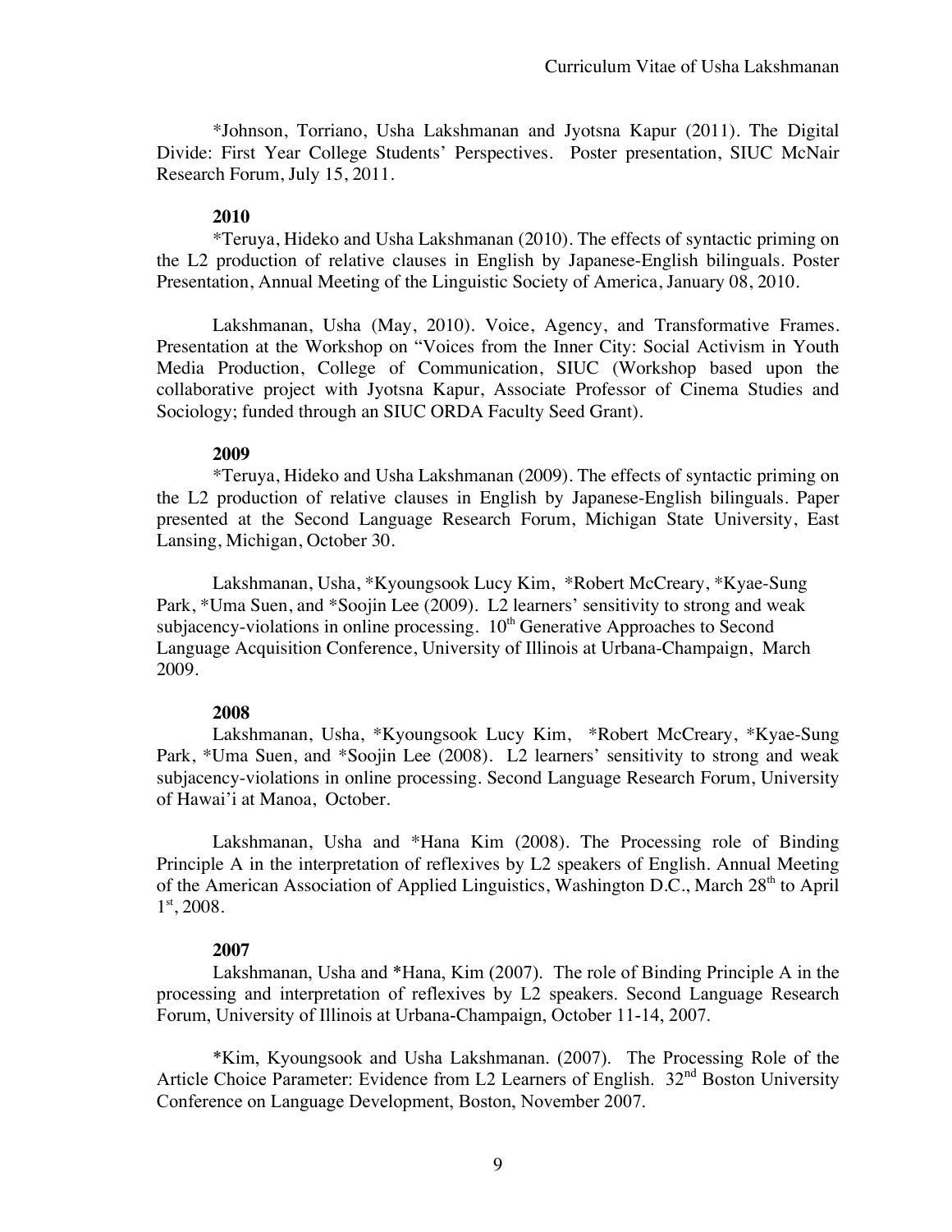*Johnson, Torriano, Usha Lakshmanan and Jyotsna Kapur (2011). The Digital Divide: First Year College Students' Perspectives. Poster presentation, SIUC McNair Research Forum, July 15, 2011.

**2010**

*Teruya, Hideko and Usha Lakshmanan (2010). The effects of syntactic priming on the L2 production of relative clauses in English by Japanese-English bilinguals. Poster Presentation, Annual Meeting of the Linguistic Society of America, January 08, 2010.

Lakshmanan, Usha (May, 2010). Voice, Agency, and Transformative Frames. Presentation at the Workshop on "Voices from the Inner City: Social Activism in Youth Media Production, College of Communication, SIUC (Workshop based upon the collaborative project with Jyotsna Kapur, Associate Professor of Cinema Studies and Sociology; funded through an SIUC ORDA Faculty Seed Grant).

**2009**

*Teruya, Hideko and Usha Lakshmanan (2009). The effects of syntactic priming on the L2 production of relative clauses in English by Japanese-English bilinguals. Paper presented at the Second Language Research Forum, Michigan State University, East Lansing, Michigan, October 30.

Lakshmanan, Usha, *Kyoungsook Lucy Kim, *Robert McCreary, *Kyae-Sung Park, *Uma Suen, and *Soojin Lee (2009). L2 learners' sensitivity to strong and weak subjacency-violations in online processing. 10th Generative Approaches to Second Language Acquisition Conference, University of Illinois at Urbana-Champaign, March 2009.

**2008**

Lakshmanan, Usha, *Kyoungsook Lucy Kim, *Robert McCreary, *Kyae-Sung Park, *Uma Suen, and *Soojin Lee (2008). L2 learners' sensitivity to strong and weak subjacency-violations in online processing. Second Language Research Forum, University of Hawai'i at Manoa, October.

Lakshmanan, Usha and *Hana Kim (2008). The Processing role of Binding Principle A in the interpretation of reflexives by L2 speakers of English. Annual Meeting of the American Association of Applied Linguistics, Washington D.C., March 28th to April 1st, 2008.

**2007**

Lakshmanan, Usha and *Hana, Kim (2007). The role of Binding Principle A in the processing and interpretation of reflexives by L2 speakers. Second Language Research Forum, University of Illinois at Urbana-Champaign, October 11-14, 2007.

*Kim, Kyoungsook and Usha Lakshmanan. (2007). The Processing Role of the Article Choice Parameter: Evidence from L2 Learners of English. 32nd Boston University Conference on Language Development, Boston, November 2007.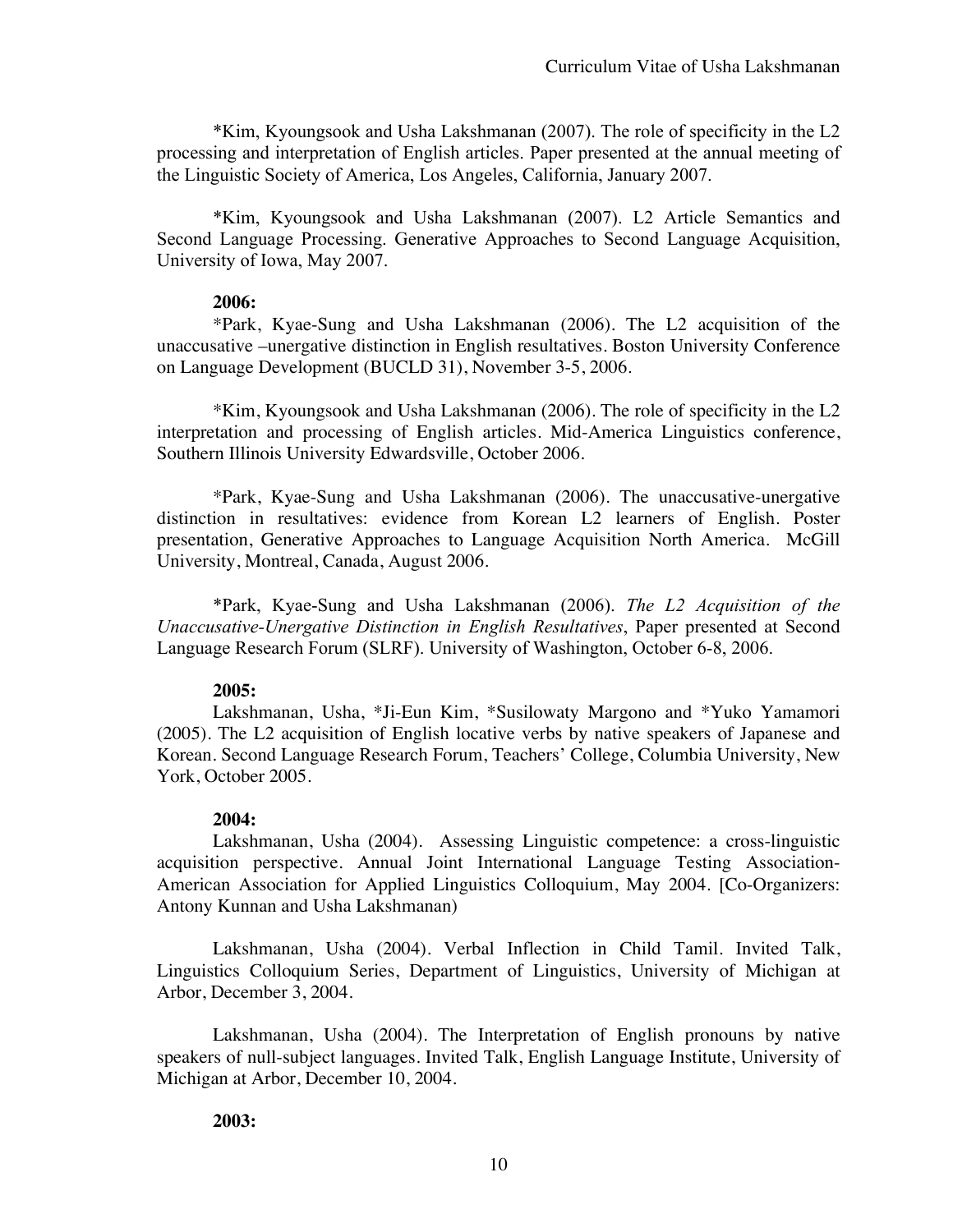*Kim, Kyoungsook and Usha Lakshmanan (2007). The role of specificity in the L2 processing and interpretation of English articles. Paper presented at the annual meeting of the Linguistic Society of America, Los Angeles, California, January 2007.

*Kim, Kyoungsook and Usha Lakshmanan (2007). L2 Article Semantics and Second Language Processing. Generative Approaches to Second Language Acquisition, University of Iowa, May 2007.

**2006:**

*Park, Kyae-Sung and Usha Lakshmanan (2006). The L2 acquisition of the unaccusative –unergative distinction in English resultatives. Boston University Conference on Language Development (BUCLD 31), November 3-5, 2006.

*Kim, Kyoungsook and Usha Lakshmanan (2006). The role of specificity in the L2 interpretation and processing of English articles. Mid-America Linguistics conference, Southern Illinois University Edwardsville, October 2006.

*Park, Kyae-Sung and Usha Lakshmanan (2006). The unaccusative-unergative distinction in resultatives: evidence from Korean L2 learners of English. Poster presentation, Generative Approaches to Language Acquisition North America. McGill University, Montreal, Canada, August 2006.

*Park, Kyae-Sung and Usha Lakshmanan (2006). *The L2 Acquisition of the Unaccusative-Unergative Distinction in English Resultatives*, Paper presented at Second Language Research Forum (SLRF). University of Washington, October 6-8, 2006.

**2005:**

Lakshmanan, Usha, *Ji-Eun Kim, *Susilowaty Margono and *Yuko Yamamori (2005). The L2 acquisition of English locative verbs by native speakers of Japanese and Korean. Second Language Research Forum, Teachers' College, Columbia University, New York, October 2005.

**2004:**

Lakshmanan, Usha (2004). Assessing Linguistic competence: a cross-linguistic acquisition perspective. Annual Joint International Language Testing Association-American Association for Applied Linguistics Colloquium, May 2004. [Co-Organizers: Antony Kunnan and Usha Lakshmanan)

Lakshmanan, Usha (2004). Verbal Inflection in Child Tamil. Invited Talk, Linguistics Colloquium Series, Department of Linguistics, University of Michigan at Arbor, December 3, 2004.

Lakshmanan, Usha (2004). The Interpretation of English pronouns by native speakers of null-subject languages. Invited Talk, English Language Institute, University of Michigan at Arbor, December 10, 2004.

**2003:**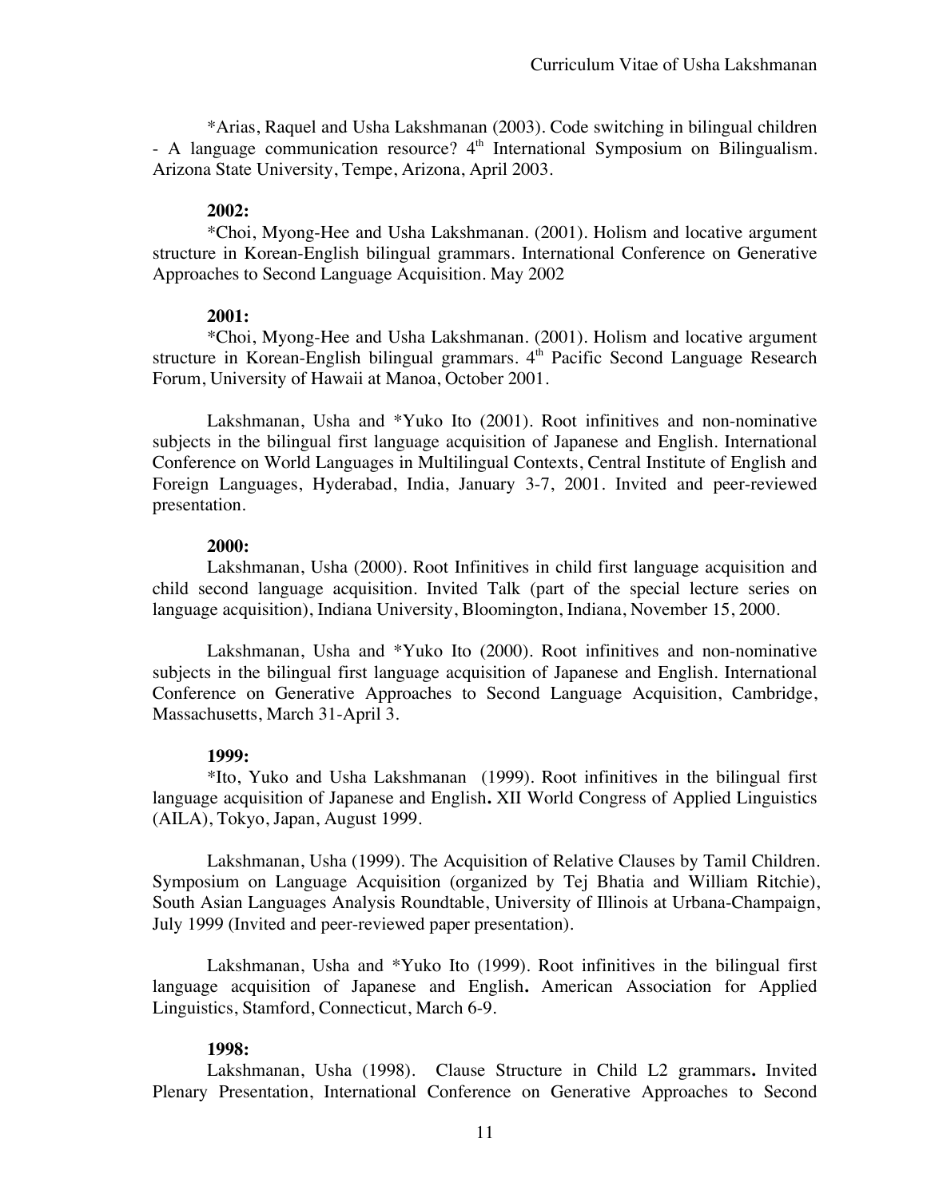*Arias, Raquel and Usha Lakshmanan (2003). Code switching in bilingual children - A language communication resource? 4th International Symposium on Bilingualism. Arizona State University, Tempe, Arizona, April 2003.

**2002:**

*Choi, Myong-Hee and Usha Lakshmanan. (2001). Holism and locative argument structure in Korean-English bilingual grammars. International Conference on Generative Approaches to Second Language Acquisition. May 2002

**2001:**

*Choi, Myong-Hee and Usha Lakshmanan. (2001). Holism and locative argument structure in Korean-English bilingual grammars. 4th Pacific Second Language Research Forum, University of Hawaii at Manoa, October 2001.

Lakshmanan, Usha and *Yuko Ito (2001). Root infinitives and non-nominative subjects in the bilingual first language acquisition of Japanese and English. International Conference on World Languages in Multilingual Contexts, Central Institute of English and Foreign Languages, Hyderabad, India, January 3-7, 2001. Invited and peer-reviewed presentation.

**2000:**

Lakshmanan, Usha (2000). Root Infinitives in child first language acquisition and child second language acquisition. Invited Talk (part of the special lecture series on language acquisition), Indiana University, Bloomington, Indiana, November 15, 2000.

Lakshmanan, Usha and *Yuko Ito (2000). Root infinitives and non-nominative subjects in the bilingual first language acquisition of Japanese and English. International Conference on Generative Approaches to Second Language Acquisition, Cambridge, Massachusetts, March 31-April 3.

**1999:**

*Ito, Yuko and Usha Lakshmanan (1999). Root infinitives in the bilingual first language acquisition of Japanese and English**.** XII World Congress of Applied Linguistics (AILA), Tokyo, Japan, August 1999.

Lakshmanan, Usha (1999). The Acquisition of Relative Clauses by Tamil Children. Symposium on Language Acquisition (organized by Tej Bhatia and William Ritchie), South Asian Languages Analysis Roundtable, University of Illinois at Urbana-Champaign, July 1999 (Invited and peer-reviewed paper presentation).

Lakshmanan, Usha and *Yuko Ito (1999). Root infinitives in the bilingual first language acquisition of Japanese and English**.** American Association for Applied Linguistics, Stamford, Connecticut, March 6-9.

**1998:**

Lakshmanan, Usha (1998). Clause Structure in Child L2 grammars**.** Invited Plenary Presentation, International Conference on Generative Approaches to Second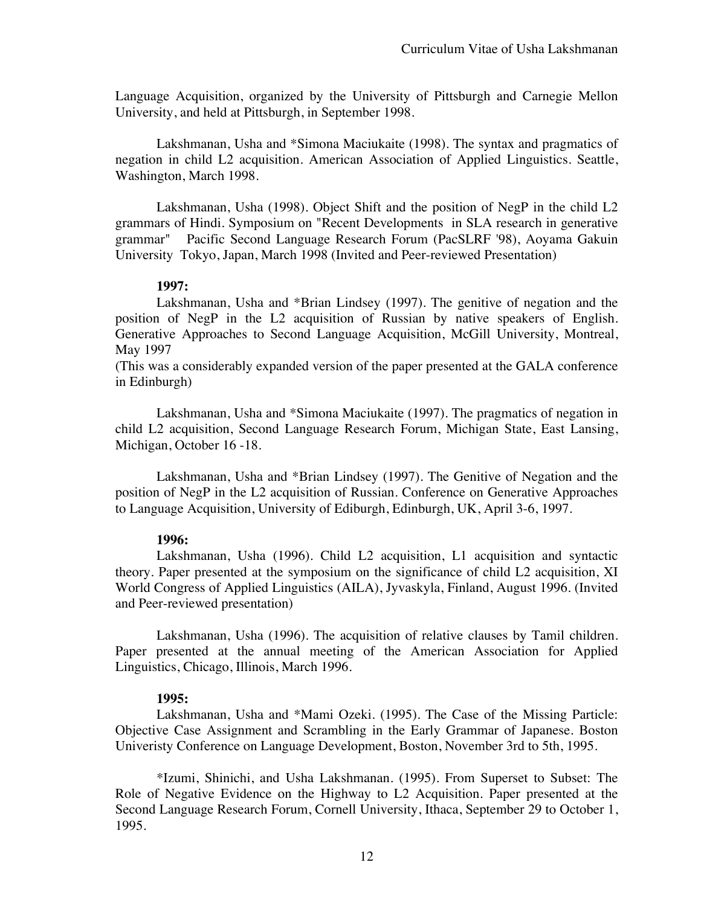Language Acquisition, organized by the University of Pittsburgh and Carnegie Mellon University, and held at Pittsburgh, in September 1998.

Lakshmanan, Usha and *Simona Maciukaite (1998). The syntax and pragmatics of negation in child L2 acquisition. American Association of Applied Linguistics. Seattle, Washington, March 1998.

Lakshmanan, Usha (1998). Object Shift and the position of NegP in the child L2 grammars of Hindi. Symposium on "Recent Developments in SLA research in generative grammar" Pacific Second Language Research Forum (PacSLRF '98), Aoyama Gakuin University Tokyo, Japan, March 1998 (Invited and Peer-reviewed Presentation)

**1997:**

Lakshmanan, Usha and *Brian Lindsey (1997). The genitive of negation and the position of NegP in the L2 acquisition of Russian by native speakers of English. Generative Approaches to Second Language Acquisition, McGill University, Montreal, May 1997
(This was a considerably expanded version of the paper presented at the GALA conference in Edinburgh)

Lakshmanan, Usha and *Simona Maciukaite (1997). The pragmatics of negation in child L2 acquisition, Second Language Research Forum, Michigan State, East Lansing, Michigan, October 16 -18.

Lakshmanan, Usha and *Brian Lindsey (1997). The Genitive of Negation and the position of NegP in the L2 acquisition of Russian. Conference on Generative Approaches to Language Acquisition, University of Ediburgh, Edinburgh, UK, April 3-6, 1997.

**1996:**

Lakshmanan, Usha (1996). Child L2 acquisition, L1 acquisition and syntactic theory. Paper presented at the symposium on the significance of child L2 acquisition, XI World Congress of Applied Linguistics (AILA), Jyvaskyla, Finland, August 1996. (Invited and Peer-reviewed presentation)

Lakshmanan, Usha (1996). The acquisition of relative clauses by Tamil children. Paper presented at the annual meeting of the American Association for Applied Linguistics, Chicago, Illinois, March 1996.

**1995:**

Lakshmanan, Usha and *Mami Ozeki. (1995). The Case of the Missing Particle: Objective Case Assignment and Scrambling in the Early Grammar of Japanese. Boston Univeristy Conference on Language Development, Boston, November 3rd to 5th, 1995.

*Izumi, Shinichi, and Usha Lakshmanan. (1995). From Superset to Subset: The Role of Negative Evidence on the Highway to L2 Acquisition. Paper presented at the Second Language Research Forum, Cornell University, Ithaca, September 29 to October 1, 1995.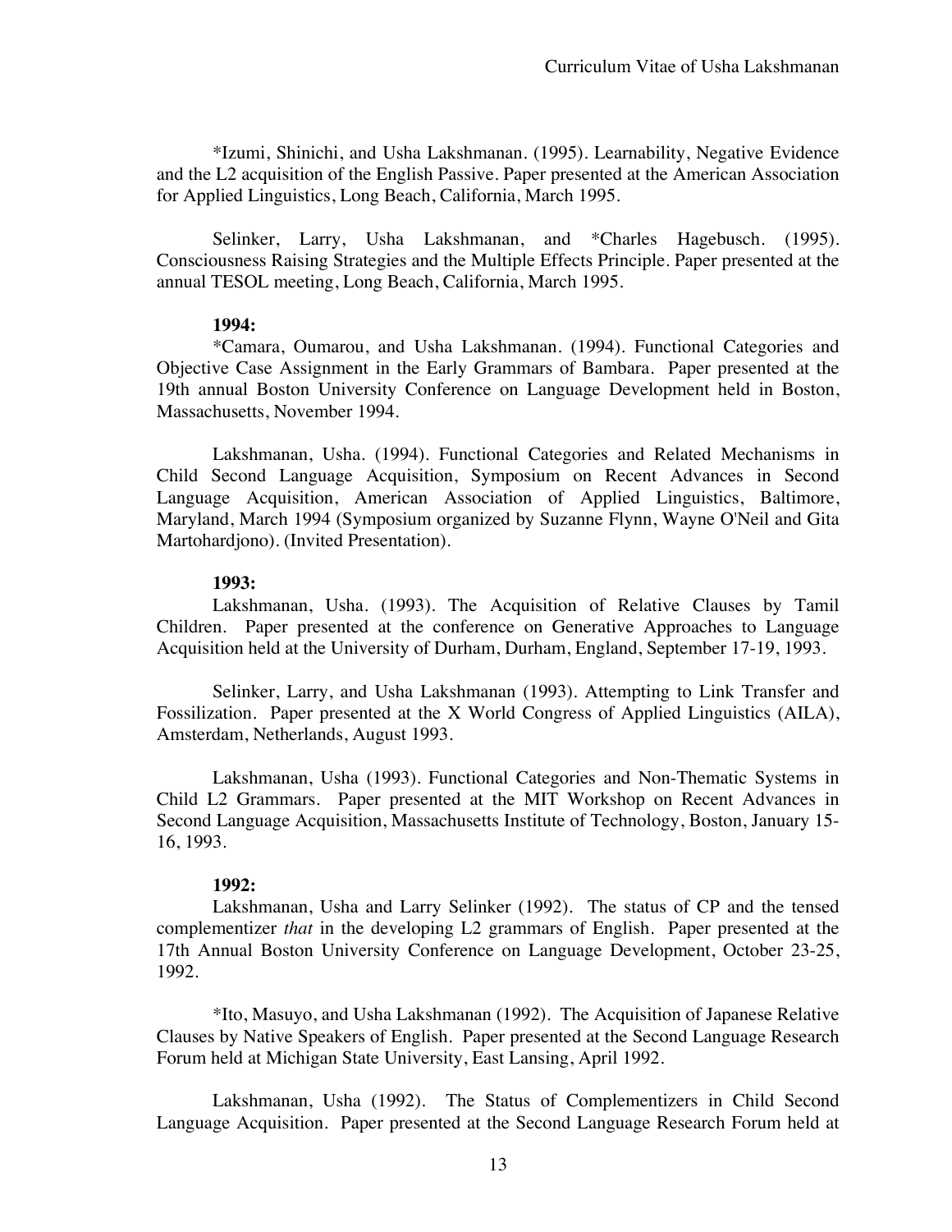*Izumi, Shinichi, and Usha Lakshmanan. (1995). Learnability, Negative Evidence and the L2 acquisition of the English Passive. Paper presented at the American Association for Applied Linguistics, Long Beach, California, March 1995.

Selinker, Larry, Usha Lakshmanan, and *Charles Hagebusch. (1995). Consciousness Raising Strategies and the Multiple Effects Principle. Paper presented at the annual TESOL meeting, Long Beach, California, March 1995.

**1994:**

*Camara, Oumarou, and Usha Lakshmanan. (1994). Functional Categories and Objective Case Assignment in the Early Grammars of Bambara. Paper presented at the 19th annual Boston University Conference on Language Development held in Boston, Massachusetts, November 1994.

Lakshmanan, Usha. (1994). Functional Categories and Related Mechanisms in Child Second Language Acquisition, Symposium on Recent Advances in Second Language Acquisition, American Association of Applied Linguistics, Baltimore, Maryland, March 1994 (Symposium organized by Suzanne Flynn, Wayne O'Neil and Gita Martohardjono). (Invited Presentation).

**1993:**

Lakshmanan, Usha. (1993). The Acquisition of Relative Clauses by Tamil Children. Paper presented at the conference on Generative Approaches to Language Acquisition held at the University of Durham, Durham, England, September 17-19, 1993.

Selinker, Larry, and Usha Lakshmanan (1993). Attempting to Link Transfer and Fossilization. Paper presented at the X World Congress of Applied Linguistics (AILA), Amsterdam, Netherlands, August 1993.

Lakshmanan, Usha (1993). Functional Categories and Non-Thematic Systems in Child L2 Grammars. Paper presented at the MIT Workshop on Recent Advances in Second Language Acquisition, Massachusetts Institute of Technology, Boston, January 15-16, 1993.

**1992:**

Lakshmanan, Usha and Larry Selinker (1992). The status of CP and the tensed complementizer *that* in the developing L2 grammars of English. Paper presented at the 17th Annual Boston University Conference on Language Development, October 23-25, 1992.

*Ito, Masuyo, and Usha Lakshmanan (1992). The Acquisition of Japanese Relative Clauses by Native Speakers of English. Paper presented at the Second Language Research Forum held at Michigan State University, East Lansing, April 1992.

Lakshmanan, Usha (1992). The Status of Complementizers in Child Second Language Acquisition. Paper presented at the Second Language Research Forum held at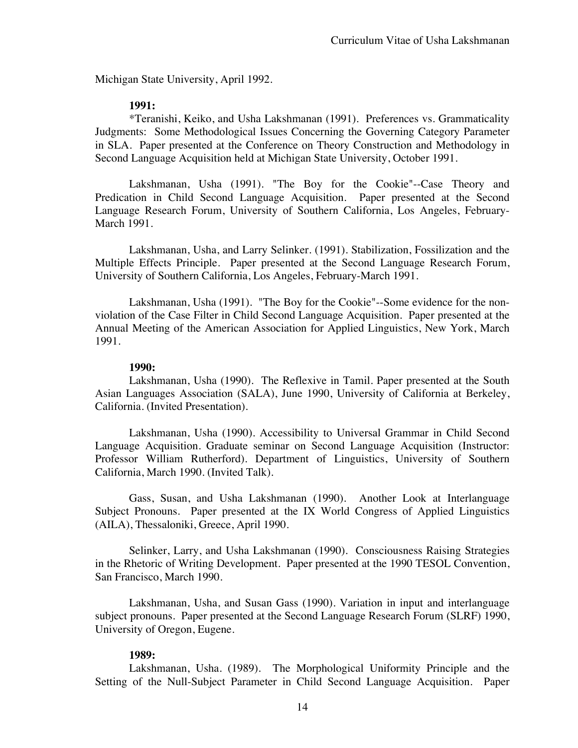Michigan State University, April 1992.

**1991:**

*Teranishi, Keiko, and Usha Lakshmanan (1991). Preferences vs. Grammaticality Judgments: Some Methodological Issues Concerning the Governing Category Parameter in SLA. Paper presented at the Conference on Theory Construction and Methodology in Second Language Acquisition held at Michigan State University, October 1991.

Lakshmanan, Usha (1991). "The Boy for the Cookie"--Case Theory and Predication in Child Second Language Acquisition. Paper presented at the Second Language Research Forum, University of Southern California, Los Angeles, February-March 1991.

Lakshmanan, Usha, and Larry Selinker. (1991). Stabilization, Fossilization and the Multiple Effects Principle. Paper presented at the Second Language Research Forum, University of Southern California, Los Angeles, February-March 1991.

Lakshmanan, Usha (1991). "The Boy for the Cookie"--Some evidence for the non-violation of the Case Filter in Child Second Language Acquisition. Paper presented at the Annual Meeting of the American Association for Applied Linguistics, New York, March 1991.

**1990:**

Lakshmanan, Usha (1990). The Reflexive in Tamil. Paper presented at the South Asian Languages Association (SALA), June 1990, University of California at Berkeley, California. (Invited Presentation).

Lakshmanan, Usha (1990). Accessibility to Universal Grammar in Child Second Language Acquisition. Graduate seminar on Second Language Acquisition (Instructor: Professor William Rutherford). Department of Linguistics, University of Southern California, March 1990. (Invited Talk).

Gass, Susan, and Usha Lakshmanan (1990). Another Look at Interlanguage Subject Pronouns. Paper presented at the IX World Congress of Applied Linguistics (AILA), Thessaloniki, Greece, April 1990.

Selinker, Larry, and Usha Lakshmanan (1990). Consciousness Raising Strategies in the Rhetoric of Writing Development. Paper presented at the 1990 TESOL Convention, San Francisco, March 1990.

Lakshmanan, Usha, and Susan Gass (1990). Variation in input and interlanguage subject pronouns. Paper presented at the Second Language Research Forum (SLRF) 1990, University of Oregon, Eugene.

**1989:**

Lakshmanan, Usha. (1989). The Morphological Uniformity Principle and the Setting of the Null-Subject Parameter in Child Second Language Acquisition. Paper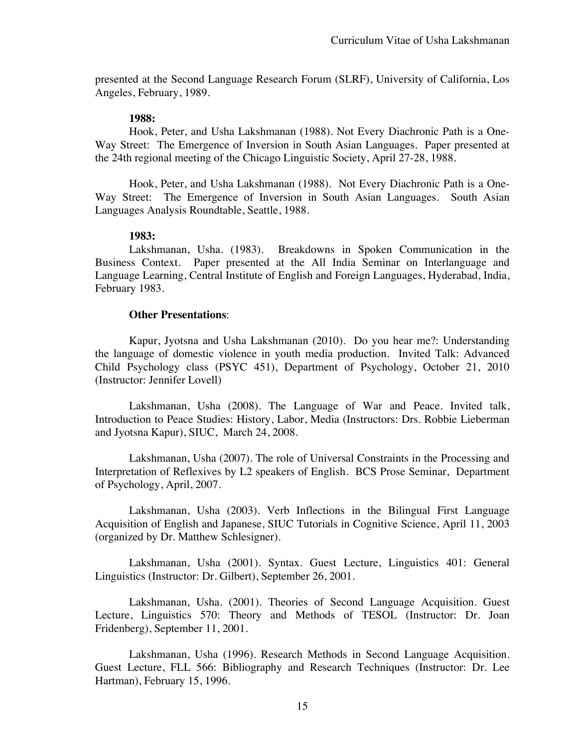presented at the Second Language Research Forum (SLRF), University of California, Los Angeles, February, 1989.

**1988:**

Hook, Peter, and Usha Lakshmanan (1988). Not Every Diachronic Path is a One-Way Street: The Emergence of Inversion in South Asian Languages. Paper presented at the 24th regional meeting of the Chicago Linguistic Society, April 27-28, 1988.

Hook, Peter, and Usha Lakshmanan (1988). Not Every Diachronic Path is a One-Way Street: The Emergence of Inversion in South Asian Languages. South Asian Languages Analysis Roundtable, Seattle, 1988.

**1983:**

Lakshmanan, Usha. (1983). Breakdowns in Spoken Communication in the Business Context. Paper presented at the All India Seminar on Interlanguage and Language Learning, Central Institute of English and Foreign Languages, Hyderabad, India, February 1983.

**Other Presentations**:

Kapur, Jyotsna and Usha Lakshmanan (2010). Do you hear me?: Understanding the language of domestic violence in youth media production. Invited Talk: Advanced Child Psychology class (PSYC 451), Department of Psychology, October 21, 2010 (Instructor: Jennifer Lovell)

Lakshmanan, Usha (2008). The Language of War and Peace. Invited talk, Introduction to Peace Studies: History, Labor, Media (Instructors: Drs. Robbie Lieberman and Jyotsna Kapur), SIUC, March 24, 2008.

Lakshmanan, Usha (2007). The role of Universal Constraints in the Processing and Interpretation of Reflexives by L2 speakers of English. BCS Prose Seminar, Department of Psychology, April, 2007.

Lakshmanan, Usha (2003). Verb Inflections in the Bilingual First Language Acquisition of English and Japanese, SIUC Tutorials in Cognitive Science, April 11, 2003 (organized by Dr. Matthew Schlesigner).

Lakshmanan, Usha (2001). Syntax. Guest Lecture, Linguistics 401: General Linguistics (Instructor: Dr. Gilbert), September 26, 2001.

Lakshmanan, Usha. (2001). Theories of Second Language Acquisition. Guest Lecture, Linguistics 570: Theory and Methods of TESOL (Instructor: Dr. Joan Fridenberg), September 11, 2001.

Lakshmanan, Usha (1996). Research Methods in Second Language Acquisition. Guest Lecture, FLL 566: Bibliography and Research Techniques (Instructor: Dr. Lee Hartman), February 15, 1996.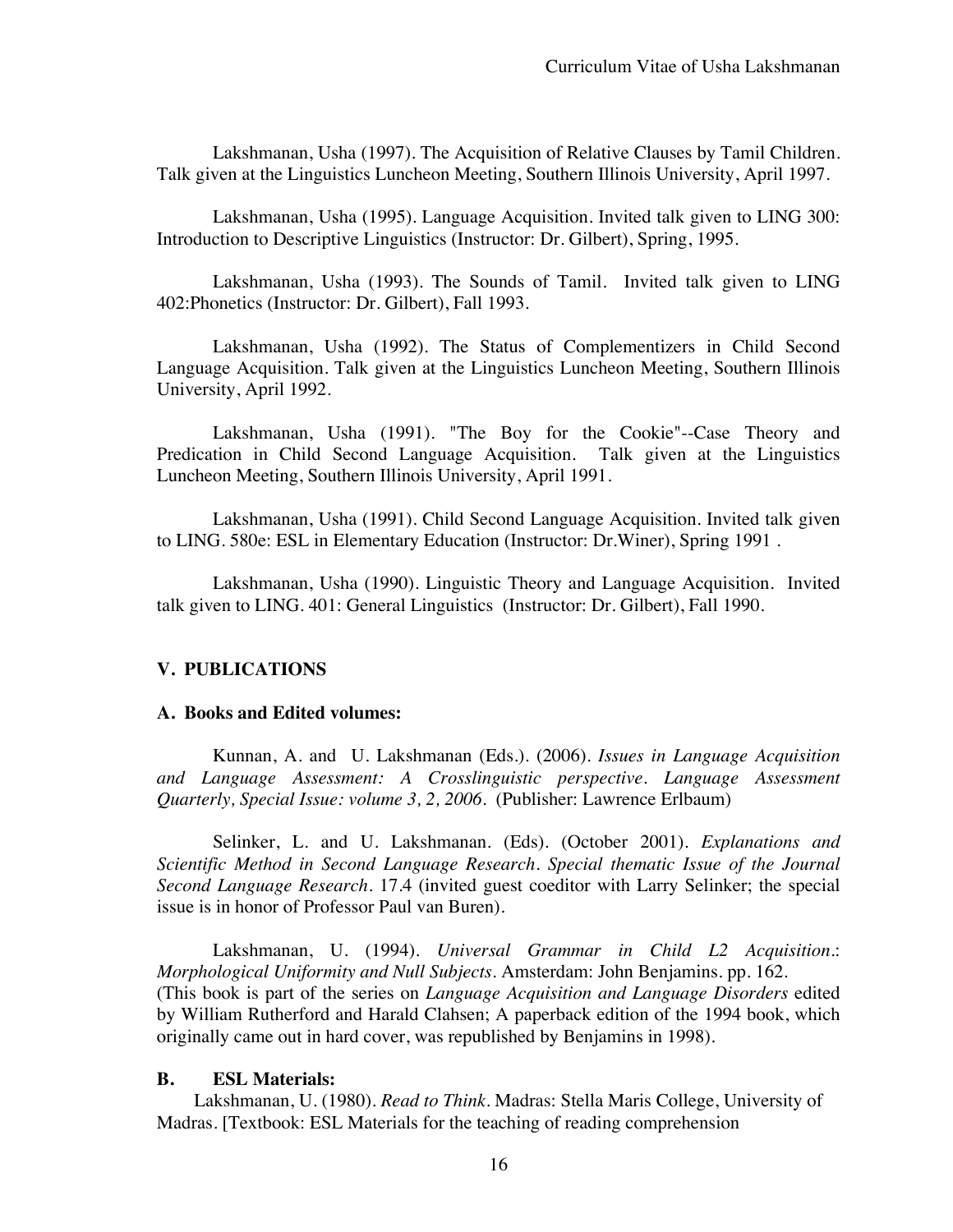Lakshmanan, Usha (1997). The Acquisition of Relative Clauses by Tamil Children. Talk given at the Linguistics Luncheon Meeting, Southern Illinois University, April 1997.

Lakshmanan, Usha (1995). Language Acquisition. Invited talk given to LING 300: Introduction to Descriptive Linguistics (Instructor: Dr. Gilbert), Spring, 1995.

Lakshmanan, Usha (1993). The Sounds of Tamil. Invited talk given to LING 402:Phonetics (Instructor: Dr. Gilbert), Fall 1993.

Lakshmanan, Usha (1992). The Status of Complementizers in Child Second Language Acquisition. Talk given at the Linguistics Luncheon Meeting, Southern Illinois University, April 1992.

Lakshmanan, Usha (1991). "The Boy for the Cookie"--Case Theory and Predication in Child Second Language Acquisition. Talk given at the Linguistics Luncheon Meeting, Southern Illinois University, April 1991.

Lakshmanan, Usha (1991). Child Second Language Acquisition. Invited talk given to LING. 580e: ESL in Elementary Education (Instructor: Dr.Winer), Spring 1991 .

Lakshmanan, Usha (1990). Linguistic Theory and Language Acquisition. Invited talk given to LING. 401: General Linguistics (Instructor: Dr. Gilbert), Fall 1990.

## V. PUBLICATIONS

### A. Books and Edited volumes:

Kunnan, A. and U. Lakshmanan (Eds.). (2006). *Issues in Language Acquisition and Language Assessment: A Crosslinguistic perspective. Language Assessment Quarterly, Special Issue: volume 3, 2, 2006.* (Publisher: Lawrence Erlbaum)

Selinker, L. and U. Lakshmanan. (Eds). (October 2001). *Explanations and Scientific Method in Second Language Research. Special thematic Issue of the Journal Second Language Research*. 17.4 (invited guest coeditor with Larry Selinker; the special issue is in honor of Professor Paul van Buren).

Lakshmanan, U. (1994). *Universal Grammar in Child L2 Acquisition.: Morphological Uniformity and Null Subjects*. Amsterdam: John Benjamins. pp. 162. (This book is part of the series on *Language Acquisition and Language Disorders* edited by William Rutherford and Harald Clahsen; A paperback edition of the 1994 book, which originally came out in hard cover, was republished by Benjamins in 1998).

### B. ESL Materials:

Lakshmanan, U. (1980). *Read to Think*. Madras: Stella Maris College, University of Madras. [Textbook: ESL Materials for the teaching of reading comprehension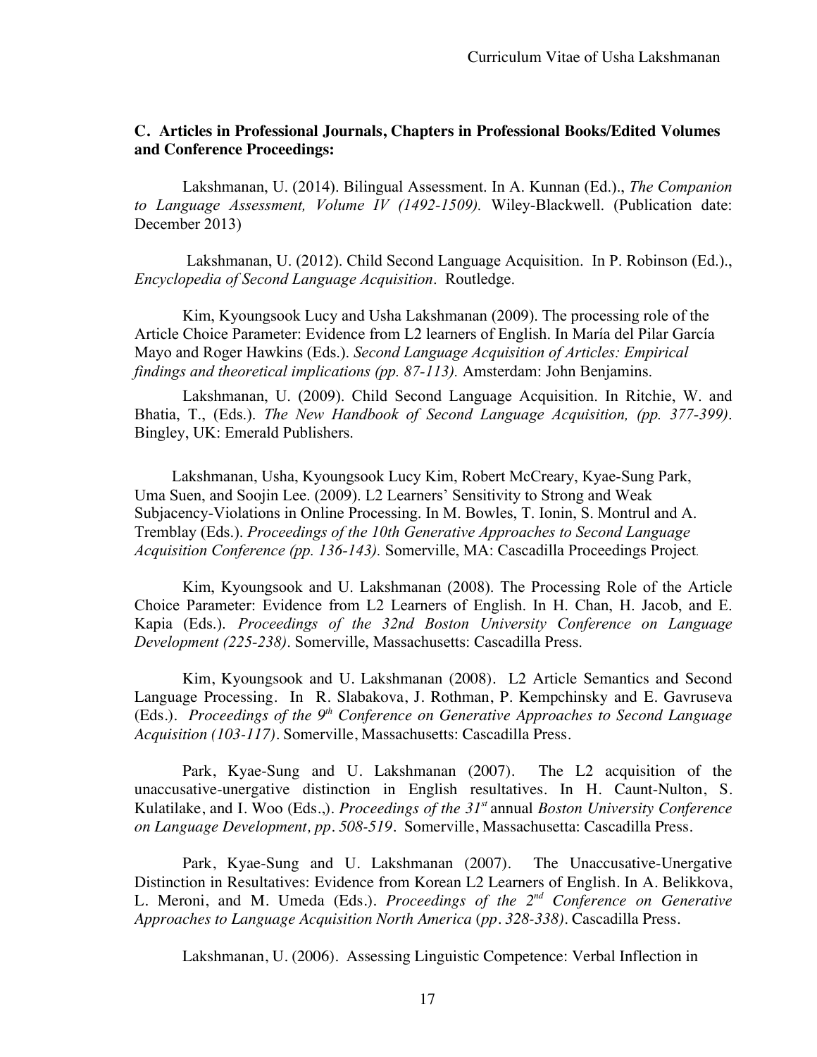### C. Articles in Professional Journals, Chapters in Professional Books/Edited Volumes and Conference Proceedings:

Lakshmanan, U. (2014). Bilingual Assessment. In A. Kunnan (Ed.)., *The Companion to Language Assessment, Volume IV (1492-1509).* Wiley-Blackwell. (Publication date: December 2013)

Lakshmanan, U. (2012). Child Second Language Acquisition. In P. Robinson (Ed.)., *Encyclopedia of Second Language Acquisition*. Routledge.

Kim, Kyoungsook Lucy and Usha Lakshmanan (2009). The processing role of the Article Choice Parameter: Evidence from L2 learners of English. In María del Pilar García Mayo and Roger Hawkins (Eds.). *Second Language Acquisition of Articles: Empirical findings and theoretical implications (pp. 87-113).* Amsterdam: John Benjamins.

Lakshmanan, U. (2009). Child Second Language Acquisition. In Ritchie, W. and Bhatia, T., (Eds.). *The New Handbook of Second Language Acquisition, (pp. 377-399).* Bingley, UK: Emerald Publishers.

Lakshmanan, Usha, Kyoungsook Lucy Kim, Robert McCreary, Kyae-Sung Park, Uma Suen, and Soojin Lee. (2009). L2 Learners' Sensitivity to Strong and Weak Subjacency-Violations in Online Processing. In M. Bowles, T. Ionin, S. Montrul and A. Tremblay (Eds.). *Proceedings of the 10th Generative Approaches to Second Language Acquisition Conference (pp. 136-143).* Somerville, MA: Cascadilla Proceedings Project.

Kim, Kyoungsook and U. Lakshmanan (2008). The Processing Role of the Article Choice Parameter: Evidence from L2 Learners of English. In H. Chan, H. Jacob, and E. Kapia (Eds.). *Proceedings of the 32nd Boston University Conference on Language Development (225-238)*. Somerville, Massachusetts: Cascadilla Press.

Kim, Kyoungsook and U. Lakshmanan (2008). L2 Article Semantics and Second Language Processing. In R. Slabakova, J. Rothman, P. Kempchinsky and E. Gavruseva (Eds.). *Proceedings of the 9th Conference on Generative Approaches to Second Language Acquisition (103-117)*. Somerville, Massachusetts: Cascadilla Press.

Park, Kyae-Sung and U. Lakshmanan (2007). The L2 acquisition of the unaccusative-unergative distinction in English resultatives. In H. Caunt-Nulton, S. Kulatilake, and I. Woo (Eds.,). *Proceedings of the 31st* annual *Boston University Conference on Language Development, pp. 508-519*. Somerville, Massachusetta: Cascadilla Press.

Park, Kyae-Sung and U. Lakshmanan (2007). The Unaccusative-Unergative Distinction in Resultatives: Evidence from Korean L2 Learners of English. In A. Belikkova, L. Meroni, and M. Umeda (Eds.). *Proceedings of the 2nd Conference on Generative Approaches to Language Acquisition North America (pp. 328-338)*. Cascadilla Press.

Lakshmanan, U. (2006). Assessing Linguistic Competence: Verbal Inflection in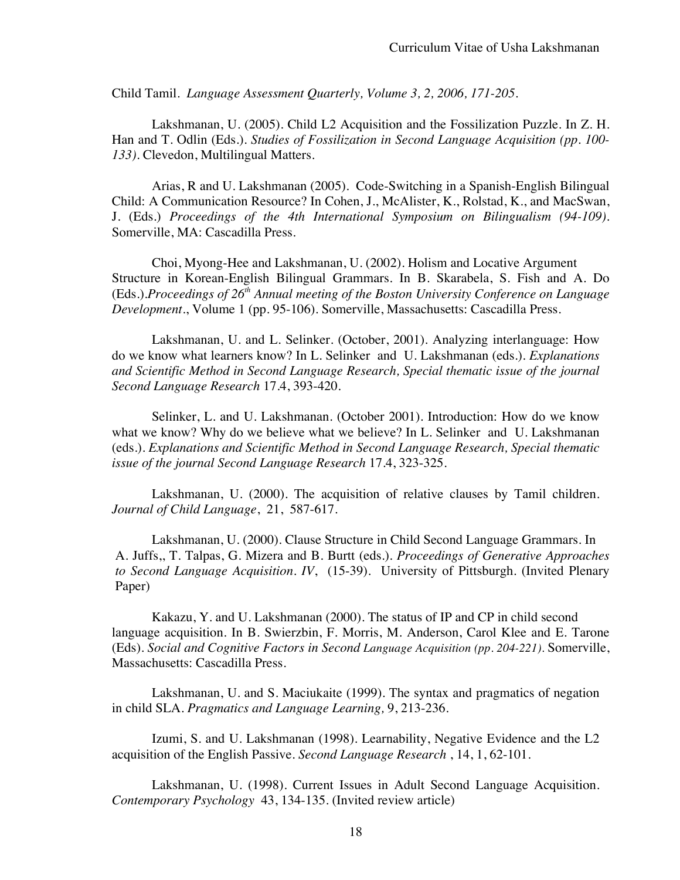Child Tamil. *Language Assessment Quarterly, Volume 3, 2, 2006, 171-205.*

Lakshmanan, U. (2005). Child L2 Acquisition and the Fossilization Puzzle. In Z. H. Han and T. Odlin (Eds.). *Studies of Fossilization in Second Language Acquisition (pp. 100-133).* Clevedon, Multilingual Matters.

Arias, R and U. Lakshmanan (2005). Code-Switching in a Spanish-English Bilingual Child: A Communication Resource? In Cohen, J., McAlister, K., Rolstad, K., and MacSwan, J. (Eds.) *Proceedings of the 4th International Symposium on Bilingualism (94-109).* Somerville, MA: Cascadilla Press.

Choi, Myong-Hee and Lakshmanan, U. (2002). Holism and Locative Argument Structure in Korean-English Bilingual Grammars. In B. Skarabela, S. Fish and A. Do (Eds.).*Proceedings of 26th Annual meeting of the Boston University Conference on Language Development*., Volume 1 (pp. 95-106). Somerville, Massachusetts: Cascadilla Press.

Lakshmanan, U. and L. Selinker. (October, 2001). Analyzing interlanguage: How do we know what learners know? In L. Selinker and U. Lakshmanan (eds.). *Explanations and Scientific Method in Second Language Research, Special thematic issue of the journal Second Language Research* 17.4, 393-420.

Selinker, L. and U. Lakshmanan. (October 2001). Introduction: How do we know what we know? Why do we believe what we believe? In L. Selinker and U. Lakshmanan (eds.). *Explanations and Scientific Method in Second Language Research, Special thematic issue of the journal Second Language Research* 17.4, 323-325.

Lakshmanan, U. (2000). The acquisition of relative clauses by Tamil children. *Journal of Child Language*, 21, 587-617.

Lakshmanan, U. (2000). Clause Structure in Child Second Language Grammars. In A. Juffs,, T. Talpas, G. Mizera and B. Burtt (eds.). *Proceedings of Generative Approaches to Second Language Acquisition. IV*, (15-39). University of Pittsburgh. (Invited Plenary Paper)

Kakazu, Y. and U. Lakshmanan (2000). The status of IP and CP in child second language acquisition. In B. Swierzbin, F. Morris, M. Anderson, Carol Klee and E. Tarone (Eds). *Social and Cognitive Factors in Second Language Acquisition (pp. 204-221).* Somerville, Massachusetts: Cascadilla Press.

Lakshmanan, U. and S. Maciukaite (1999). The syntax and pragmatics of negation in child SLA. *Pragmatics and Language Learning,* 9, 213-236.

Izumi, S. and U. Lakshmanan (1998). Learnability, Negative Evidence and the L2 acquisition of the English Passive. *Second Language Research* , 14, 1, 62-101.

Lakshmanan, U. (1998). Current Issues in Adult Second Language Acquisition. *Contemporary Psychology* 43, 134-135. (Invited review article)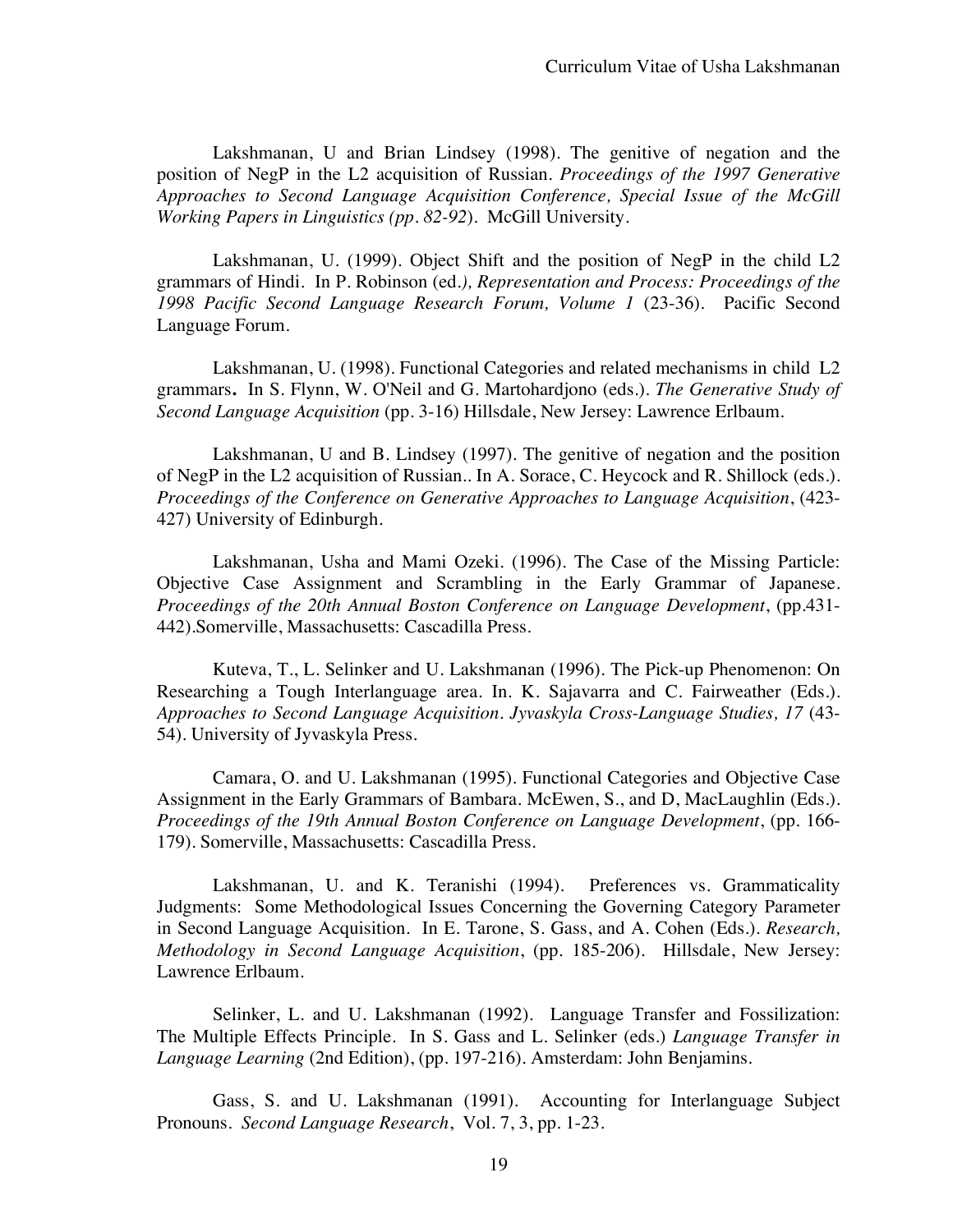Lakshmanan, U and Brian Lindsey (1998). The genitive of negation and the position of NegP in the L2 acquisition of Russian. *Proceedings of the 1997 Generative Approaches to Second Language Acquisition Conference, Special Issue of the McGill Working Papers in Linguistics (pp. 82-92*). McGill University.

Lakshmanan, U. (1999). Object Shift and the position of NegP in the child L2 grammars of Hindi. In P. Robinson (ed.*), Representation and Process: Proceedings of the 1998 Pacific Second Language Research Forum, Volume 1* (23-36). Pacific Second Language Forum.

Lakshmanan, U. (1998). Functional Categories and related mechanisms in child L2 grammars**.** In S. Flynn, W. O'Neil and G. Martohardjono (eds.). *The Generative Study of Second Language Acquisition* (pp. 3-16) Hillsdale, New Jersey: Lawrence Erlbaum.

Lakshmanan, U and B. Lindsey (1997). The genitive of negation and the position of NegP in the L2 acquisition of Russian.. In A. Sorace, C. Heycock and R. Shillock (eds.). *Proceedings of the Conference on Generative Approaches to Language Acquisition*, (423-427) University of Edinburgh.

Lakshmanan, Usha and Mami Ozeki. (1996). The Case of the Missing Particle: Objective Case Assignment and Scrambling in the Early Grammar of Japanese. *Proceedings of the 20th Annual Boston Conference on Language Development*, (pp.431-442).Somerville, Massachusetts: Cascadilla Press.

Kuteva, T., L. Selinker and U. Lakshmanan (1996). The Pick-up Phenomenon: On Researching a Tough Interlanguage area. In. K. Sajavarra and C. Fairweather (Eds.). *Approaches to Second Language Acquisition. Jyvaskyla Cross-Language Studies, 17* (43-54). University of Jyvaskyla Press.

Camara, O. and U. Lakshmanan (1995). Functional Categories and Objective Case Assignment in the Early Grammars of Bambara. McEwen, S., and D, MacLaughlin (Eds.). *Proceedings of the 19th Annual Boston Conference on Language Development*, (pp. 166-179). Somerville, Massachusetts: Cascadilla Press.

Lakshmanan, U. and K. Teranishi (1994). Preferences vs. Grammaticality Judgments: Some Methodological Issues Concerning the Governing Category Parameter in Second Language Acquisition. In E. Tarone, S. Gass, and A. Cohen (Eds.). *Research, Methodology in Second Language Acquisition*, (pp. 185-206). Hillsdale, New Jersey: Lawrence Erlbaum.

Selinker, L. and U. Lakshmanan (1992). Language Transfer and Fossilization: The Multiple Effects Principle. In S. Gass and L. Selinker (eds.) *Language Transfer in Language Learning* (2nd Edition), (pp. 197-216). Amsterdam: John Benjamins.

Gass, S. and U. Lakshmanan (1991). Accounting for Interlanguage Subject Pronouns. *Second Language Research*, Vol. 7, 3, pp. 1-23.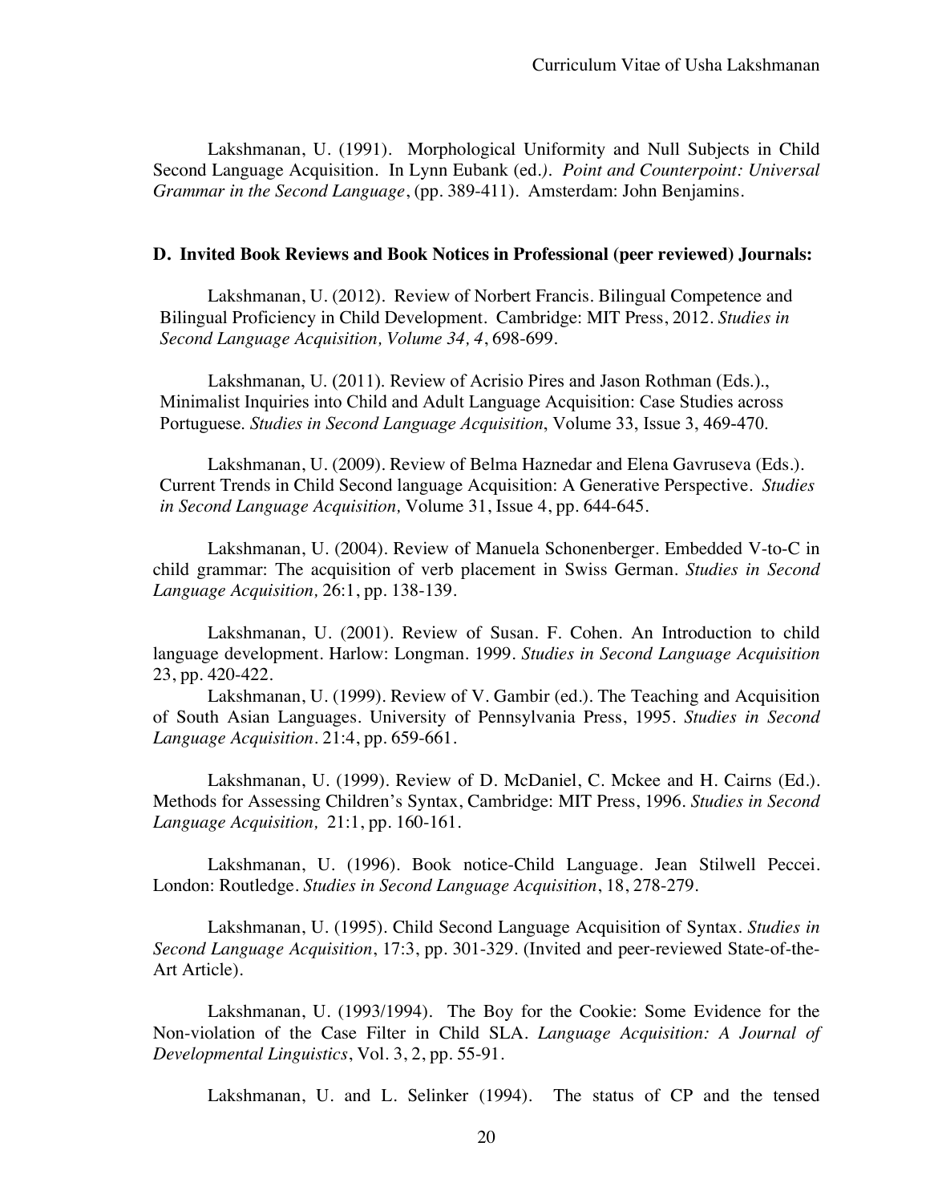Lakshmanan, U. (1991). Morphological Uniformity and Null Subjects in Child Second Language Acquisition. In Lynn Eubank (ed*.). Point and Counterpoint: Universal Grammar in the Second Language*, (pp. 389-411). Amsterdam: John Benjamins.

**D. Invited Book Reviews and Book Notices in Professional (peer reviewed) Journals:**

Lakshmanan, U. (2012). Review of Norbert Francis. Bilingual Competence and Bilingual Proficiency in Child Development. Cambridge: MIT Press, 2012. *Studies in Second Language Acquisition, Volume 34, 4*, 698-699.

Lakshmanan, U. (2011). Review of Acrisio Pires and Jason Rothman (Eds.)., Minimalist Inquiries into Child and Adult Language Acquisition: Case Studies across Portuguese. *Studies in Second Language Acquisition*, Volume 33, Issue 3, 469-470.

Lakshmanan, U. (2009). Review of Belma Haznedar and Elena Gavruseva (Eds.). Current Trends in Child Second language Acquisition: A Generative Perspective. *Studies in Second Language Acquisition,* Volume 31, Issue 4, pp. 644-645.

Lakshmanan, U. (2004). Review of Manuela Schonenberger. Embedded V-to-C in child grammar: The acquisition of verb placement in Swiss German. *Studies in Second Language Acquisition,* 26:1, pp. 138-139.

Lakshmanan, U. (2001). Review of Susan. F. Cohen. An Introduction to child language development. Harlow: Longman. 1999. *Studies in Second Language Acquisition* 23, pp. 420-422.

Lakshmanan, U. (1999). Review of V. Gambir (ed.). The Teaching and Acquisition of South Asian Languages. University of Pennsylvania Press, 1995. *Studies in Second Language Acquisition*. 21:4, pp. 659-661.

Lakshmanan, U. (1999). Review of D. McDaniel, C. Mckee and H. Cairns (Ed.). Methods for Assessing Children's Syntax, Cambridge: MIT Press, 1996. *Studies in Second Language Acquisition,* 21:1, pp. 160-161.

Lakshmanan, U. (1996). Book notice-Child Language. Jean Stilwell Peccei. London: Routledge. *Studies in Second Language Acquisition*, 18, 278-279.

Lakshmanan, U. (1995). Child Second Language Acquisition of Syntax. *Studies in Second Language Acquisition*, 17:3, pp. 301-329. (Invited and peer-reviewed State-of-the-Art Article).

Lakshmanan, U. (1993/1994). The Boy for the Cookie: Some Evidence for the Non-violation of the Case Filter in Child SLA. *Language Acquisition: A Journal of Developmental Linguistics*, Vol. 3, 2, pp. 55-91.

Lakshmanan, U. and L. Selinker (1994). The status of CP and the tensed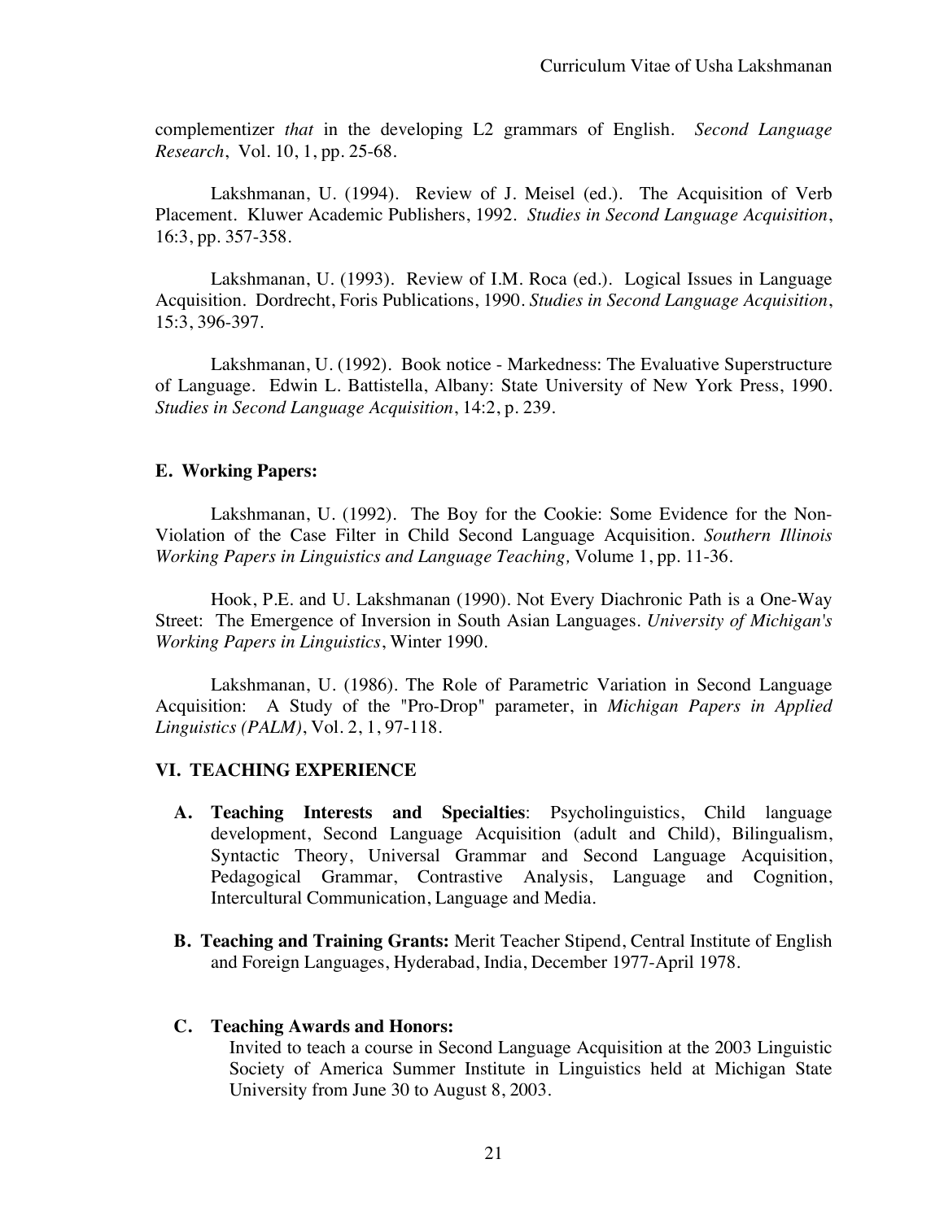complementizer *that* in the developing L2 grammars of English. *Second Language Research*, Vol. 10, 1, pp. 25-68.

Lakshmanan, U. (1994). Review of J. Meisel (ed.). The Acquisition of Verb Placement. Kluwer Academic Publishers, 1992. *Studies in Second Language Acquisition*, 16:3, pp. 357-358.

Lakshmanan, U. (1993). Review of I.M. Roca (ed.). Logical Issues in Language Acquisition. Dordrecht, Foris Publications, 1990. *Studies in Second Language Acquisition*, 15:3, 396-397.

Lakshmanan, U. (1992). Book notice - Markedness: The Evaluative Superstructure of Language. Edwin L. Battistella, Albany: State University of New York Press, 1990. *Studies in Second Language Acquisition*, 14:2, p. 239.

**E. Working Papers:**

Lakshmanan, U. (1992). The Boy for the Cookie: Some Evidence for the Non-Violation of the Case Filter in Child Second Language Acquisition. *Southern Illinois Working Papers in Linguistics and Language Teaching,* Volume 1, pp. 11-36.

Hook, P.E. and U. Lakshmanan (1990). Not Every Diachronic Path is a One-Way Street: The Emergence of Inversion in South Asian Languages. *University of Michigan's Working Papers in Linguistics*, Winter 1990.

Lakshmanan, U. (1986). The Role of Parametric Variation in Second Language Acquisition: A Study of the "Pro-Drop" parameter, in *Michigan Papers in Applied Linguistics (PALM)*, Vol. 2, 1, 97-118.

## VI. TEACHING EXPERIENCE

**A. Teaching Interests and Specialties**: Psycholinguistics, Child language development, Second Language Acquisition (adult and Child), Bilingualism, Syntactic Theory, Universal Grammar and Second Language Acquisition, Pedagogical Grammar, Contrastive Analysis, Language and Cognition, Intercultural Communication, Language and Media.

**B. Teaching and Training Grants:** Merit Teacher Stipend, Central Institute of English and Foreign Languages, Hyderabad, India, December 1977-April 1978.

**C. Teaching Awards and Honors:**

Invited to teach a course in Second Language Acquisition at the 2003 Linguistic Society of America Summer Institute in Linguistics held at Michigan State University from June 30 to August 8, 2003.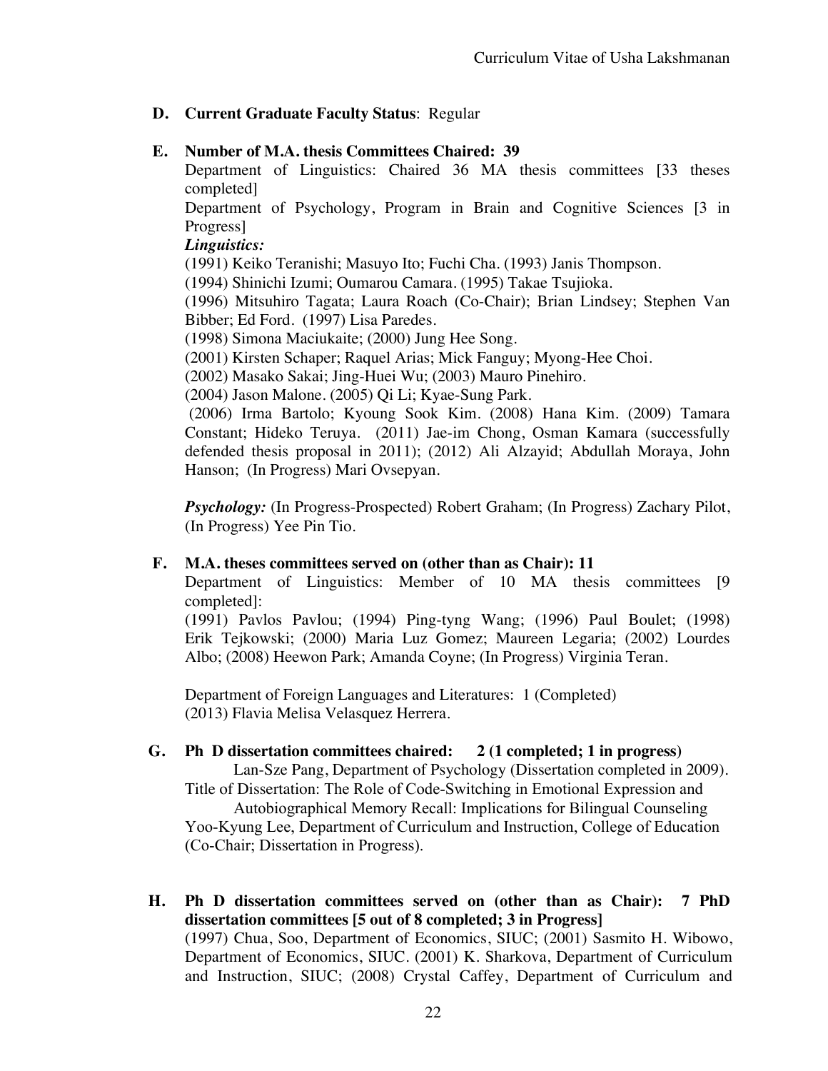**D. Current Graduate Faculty Status**: Regular

**E. Number of M.A. thesis Committees Chaired: 39**

Department of Linguistics: Chaired 36 MA thesis committees [33 theses completed]

Department of Psychology, Program in Brain and Cognitive Sciences [3 in Progress]

***Linguistics:***

(1991) Keiko Teranishi; Masuyo Ito; Fuchi Cha. (1993) Janis Thompson.

(1994) Shinichi Izumi; Oumarou Camara. (1995) Takae Tsujioka.

(1996) Mitsuhiro Tagata; Laura Roach (Co-Chair); Brian Lindsey; Stephen Van Bibber; Ed Ford. (1997) Lisa Paredes.

(1998) Simona Maciukaite; (2000) Jung Hee Song.

(2001) Kirsten Schaper; Raquel Arias; Mick Fanguy; Myong-Hee Choi.

(2002) Masako Sakai; Jing-Huei Wu; (2003) Mauro Pinehiro.

(2004) Jason Malone. (2005) Qi Li; Kyae-Sung Park.

(2006) Irma Bartolo; Kyoung Sook Kim. (2008) Hana Kim. (2009) Tamara Constant; Hideko Teruya. (2011) Jae-im Chong, Osman Kamara (successfully defended thesis proposal in 2011); (2012) Ali Alzayid; Abdullah Moraya, John Hanson; (In Progress) Mari Ovsepyan.

***Psychology:*** (In Progress-Prospected) Robert Graham; (In Progress) Zachary Pilot, (In Progress) Yee Pin Tio.

**F. M.A. theses committees served on (other than as Chair): 11**

Department of Linguistics: Member of 10 MA thesis committees [9 completed]:

(1991) Pavlos Pavlou; (1994) Ping-tyng Wang; (1996) Paul Boulet; (1998) Erik Tejkowski; (2000) Maria Luz Gomez; Maureen Legaria; (2002) Lourdes Albo; (2008) Heewon Park; Amanda Coyne; (In Progress) Virginia Teran.

Department of Foreign Languages and Literatures: 1 (Completed)
(2013) Flavia Melisa Velasquez Herrera.

**G. Ph D dissertation committees chaired: 2 (1 completed; 1 in progress)**

Lan-Sze Pang, Department of Psychology (Dissertation completed in 2009).
Title of Dissertation: The Role of Code-Switching in Emotional Expression and Autobiographical Memory Recall: Implications for Bilingual Counseling

Yoo-Kyung Lee, Department of Curriculum and Instruction, College of Education (Co-Chair; Dissertation in Progress).

**H. Ph D dissertation committees served on (other than as Chair): 7 PhD dissertation committees [5 out of 8 completed; 3 in Progress]**

(1997) Chua, Soo, Department of Economics, SIUC; (2001) Sasmito H. Wibowo, Department of Economics, SIUC. (2001) K. Sharkova, Department of Curriculum and Instruction, SIUC; (2008) Crystal Caffey, Department of Curriculum and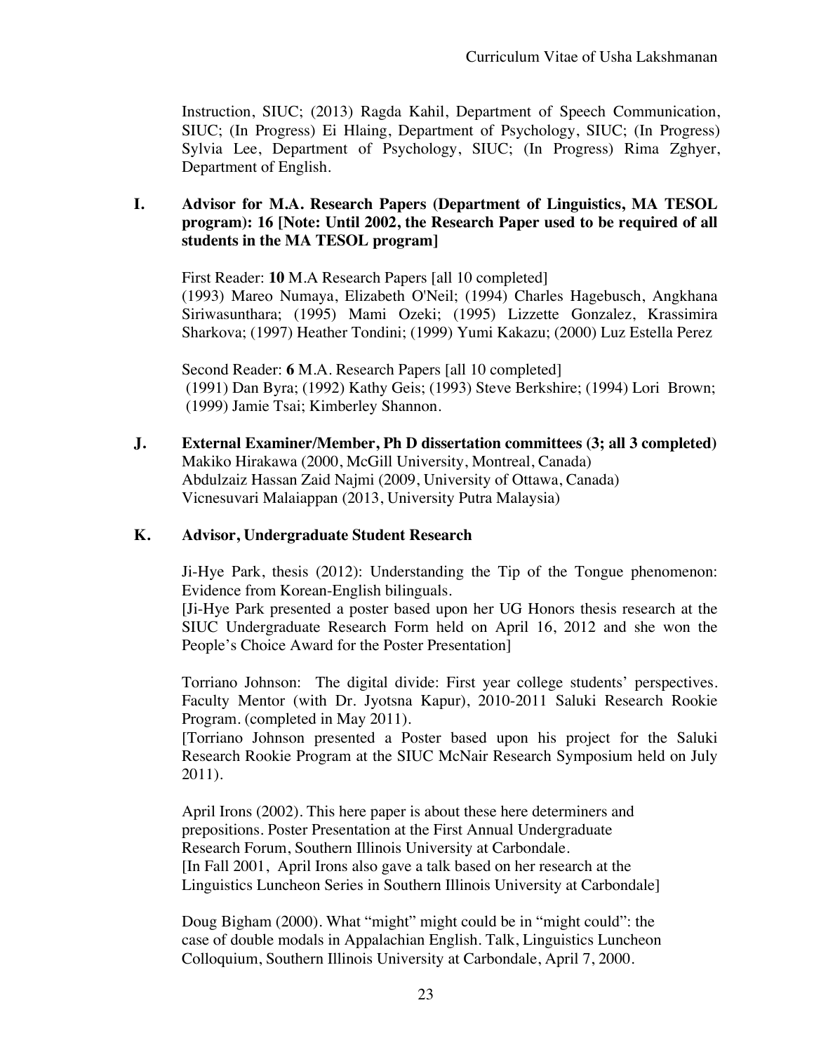Instruction, SIUC; (2013) Ragda Kahil, Department of Speech Communication, SIUC; (In Progress) Ei Hlaing, Department of Psychology, SIUC; (In Progress) Sylvia Lee, Department of Psychology, SIUC; (In Progress) Rima Zghyer, Department of English.

## I. Advisor for M.A. Research Papers (Department of Linguistics, MA TESOL program): 16 [Note: Until 2002, the Research Paper used to be required of all students in the MA TESOL program]

First Reader: **10** M.A Research Papers [all 10 completed]
(1993) Mareo Numaya, Elizabeth O'Neil; (1994) Charles Hagebusch, Angkhana Siriwasunthara; (1995) Mami Ozeki; (1995) Lizzette Gonzalez, Krassimira Sharkova; (1997) Heather Tondini; (1999) Yumi Kakazu; (2000) Luz Estella Perez

Second Reader: **6** M.A. Research Papers [all 10 completed]
(1991) Dan Byra; (1992) Kathy Geis; (1993) Steve Berkshire; (1994) Lori Brown; (1999) Jamie Tsai; Kimberley Shannon.

## J. External Examiner/Member, Ph D dissertation committees (3; all 3 completed)

Makiko Hirakawa (2000, McGill University, Montreal, Canada)
Abdulzaiz Hassan Zaid Najmi (2009, University of Ottawa, Canada)
Vicnesuvari Malaiappan (2013, University Putra Malaysia)

## K. Advisor, Undergraduate Student Research

Ji-Hye Park, thesis (2012): Understanding the Tip of the Tongue phenomenon: Evidence from Korean-English bilinguals.
[Ji-Hye Park presented a poster based upon her UG Honors thesis research at the SIUC Undergraduate Research Form held on April 16, 2012 and she won the People's Choice Award for the Poster Presentation]

Torriano Johnson: The digital divide: First year college students' perspectives. Faculty Mentor (with Dr. Jyotsna Kapur), 2010-2011 Saluki Research Rookie Program. (completed in May 2011).
[Torriano Johnson presented a Poster based upon his project for the Saluki Research Rookie Program at the SIUC McNair Research Symposium held on July 2011).

April Irons (2002). This here paper is about these here determiners and prepositions. Poster Presentation at the First Annual Undergraduate Research Forum, Southern Illinois University at Carbondale.
[In Fall 2001, April Irons also gave a talk based on her research at the Linguistics Luncheon Series in Southern Illinois University at Carbondale]

Doug Bigham (2000). What "might" might could be in "might could": the case of double modals in Appalachian English. Talk, Linguistics Luncheon Colloquium, Southern Illinois University at Carbondale, April 7, 2000.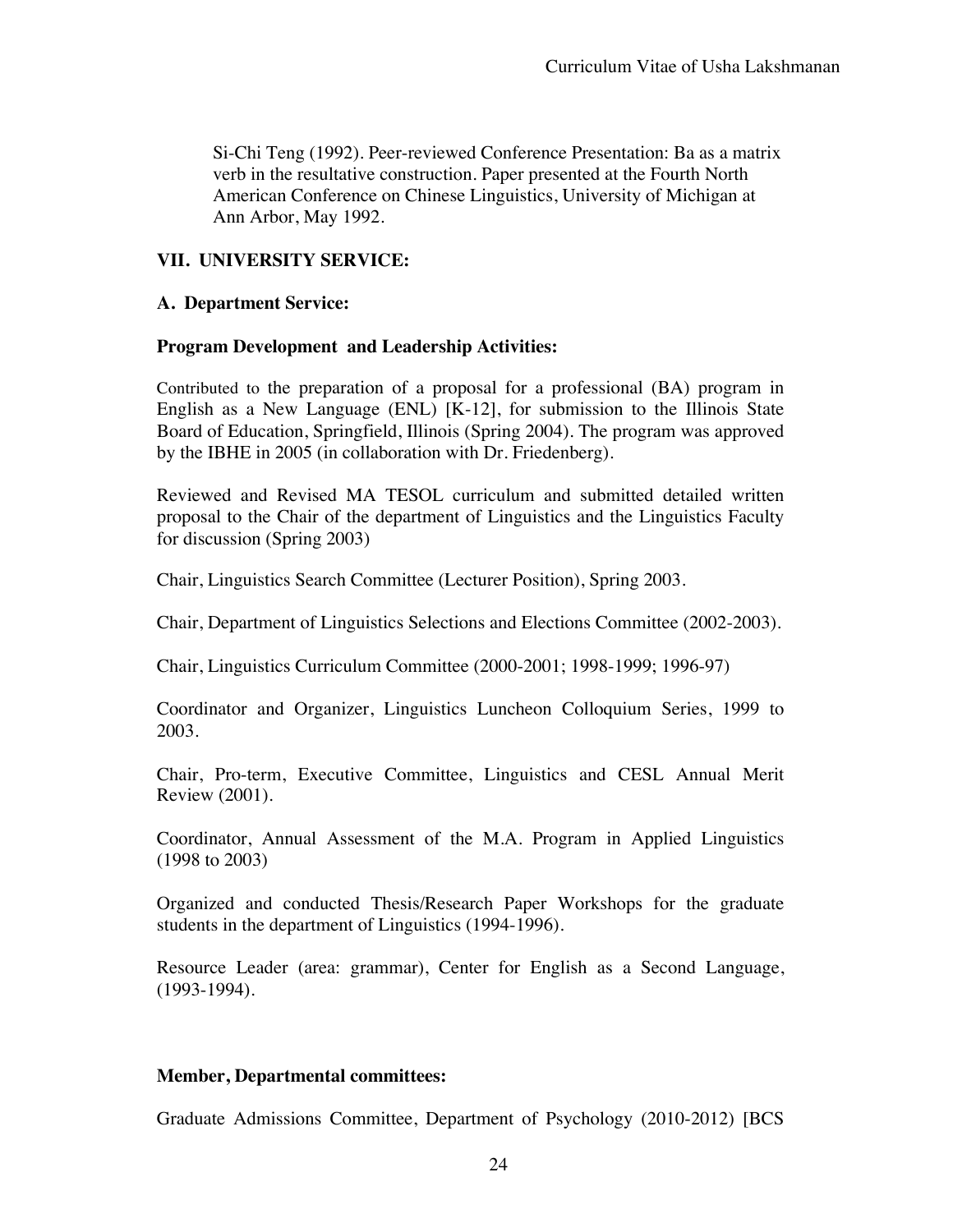Si-Chi Teng (1992). Peer-reviewed Conference Presentation: Ba as a matrix verb in the resultative construction. Paper presented at the Fourth North American Conference on Chinese Linguistics, University of Michigan at Ann Arbor, May 1992.

## VII. UNIVERSITY SERVICE:

### A. Department Service:

#### Program Development and Leadership Activities:

Contributed to the preparation of a proposal for a professional (BA) program in English as a New Language (ENL) [K-12], for submission to the Illinois State Board of Education, Springfield, Illinois (Spring 2004). The program was approved by the IBHE in 2005 (in collaboration with Dr. Friedenberg).

Reviewed and Revised MA TESOL curriculum and submitted detailed written proposal to the Chair of the department of Linguistics and the Linguistics Faculty for discussion (Spring 2003)

Chair, Linguistics Search Committee (Lecturer Position), Spring 2003.

Chair, Department of Linguistics Selections and Elections Committee (2002-2003).

Chair, Linguistics Curriculum Committee (2000-2001; 1998-1999; 1996-97)

Coordinator and Organizer, Linguistics Luncheon Colloquium Series, 1999 to 2003.

Chair, Pro-term, Executive Committee, Linguistics and CESL Annual Merit Review (2001).

Coordinator, Annual Assessment of the M.A. Program in Applied Linguistics (1998 to 2003)

Organized and conducted Thesis/Research Paper Workshops for the graduate students in the department of Linguistics (1994-1996).

Resource Leader (area: grammar), Center for English as a Second Language, (1993-1994).

#### Member, Departmental committees:

Graduate Admissions Committee, Department of Psychology (2010-2012) [BCS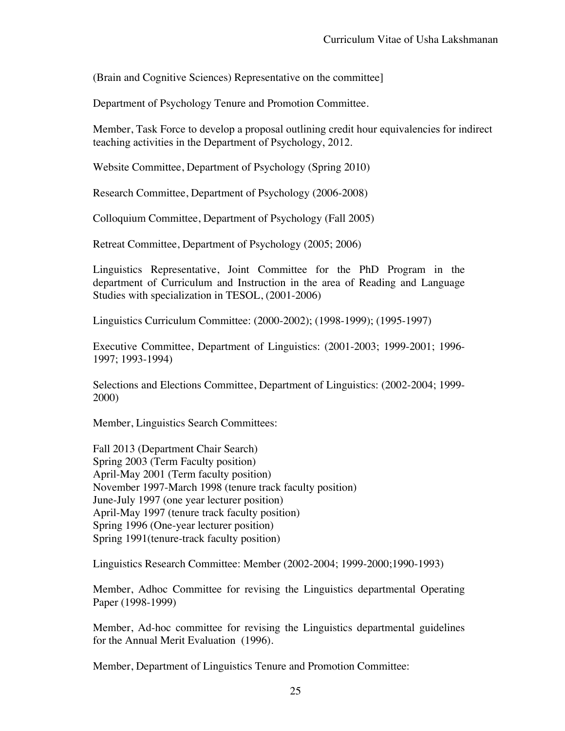(Brain and Cognitive Sciences) Representative on the committee]

Department of Psychology Tenure and Promotion Committee.

Member, Task Force to develop a proposal outlining credit hour equivalencies for indirect teaching activities in the Department of Psychology, 2012.

Website Committee, Department of Psychology (Spring 2010)

Research Committee, Department of Psychology (2006-2008)

Colloquium Committee, Department of Psychology (Fall 2005)

Retreat Committee, Department of Psychology (2005; 2006)

Linguistics Representative, Joint Committee for the PhD Program in the department of Curriculum and Instruction in the area of Reading and Language Studies with specialization in TESOL, (2001-2006)

Linguistics Curriculum Committee: (2000-2002); (1998-1999); (1995-1997)

Executive Committee, Department of Linguistics: (2001-2003; 1999-2001; 1996-1997; 1993-1994)

Selections and Elections Committee, Department of Linguistics: (2002-2004; 1999-2000)

Member, Linguistics Search Committees:

Fall 2013 (Department Chair Search)
Spring 2003 (Term Faculty position)
April-May 2001 (Term faculty position)
November 1997-March 1998 (tenure track faculty position)
June-July 1997 (one year lecturer position)
April-May 1997 (tenure track faculty position)
Spring 1996 (One-year lecturer position)
Spring 1991(tenure-track faculty position)

Linguistics Research Committee: Member (2002-2004; 1999-2000;1990-1993)

Member, Adhoc Committee for revising the Linguistics departmental Operating Paper (1998-1999)

Member, Ad-hoc committee for revising the Linguistics departmental guidelines for the Annual Merit Evaluation (1996).

Member, Department of Linguistics Tenure and Promotion Committee: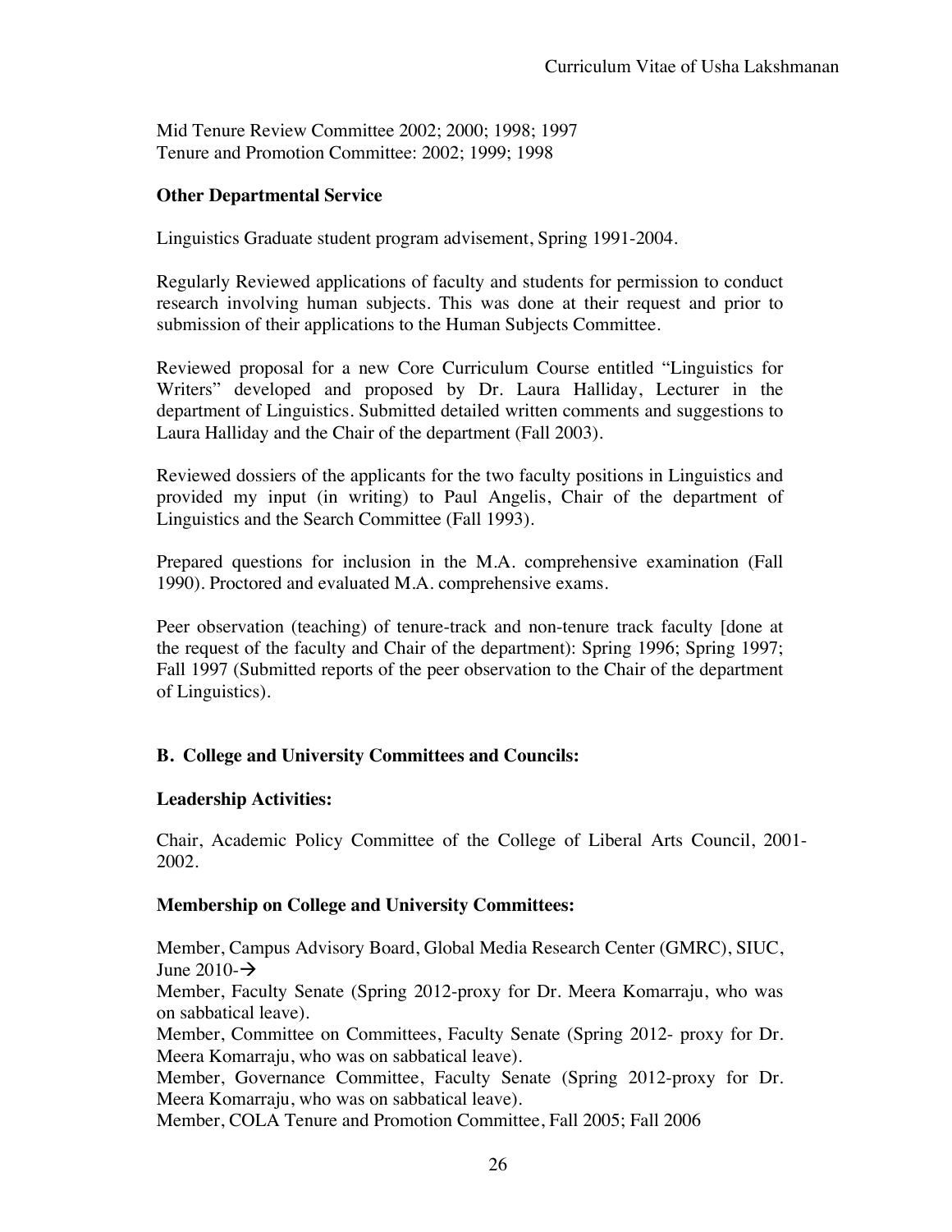Mid Tenure Review Committee 2002; 2000; 1998; 1997
Tenure and Promotion Committee: 2002; 1999; 1998

**Other Departmental Service**

Linguistics Graduate student program advisement, Spring 1991-2004.

Regularly Reviewed applications of faculty and students for permission to conduct research involving human subjects. This was done at their request and prior to submission of their applications to the Human Subjects Committee.

Reviewed proposal for a new Core Curriculum Course entitled "Linguistics for Writers" developed and proposed by Dr. Laura Halliday, Lecturer in the department of Linguistics. Submitted detailed written comments and suggestions to Laura Halliday and the Chair of the department (Fall 2003).

Reviewed dossiers of the applicants for the two faculty positions in Linguistics and provided my input (in writing) to Paul Angelis, Chair of the department of Linguistics and the Search Committee (Fall 1993).

Prepared questions for inclusion in the M.A. comprehensive examination (Fall 1990). Proctored and evaluated M.A. comprehensive exams.

Peer observation (teaching) of tenure-track and non-tenure track faculty [done at the request of the faculty and Chair of the department): Spring 1996; Spring 1997; Fall 1997 (Submitted reports of the peer observation to the Chair of the department of Linguistics).

**B. College and University Committees and Councils:**

**Leadership Activities:**

Chair, Academic Policy Committee of the College of Liberal Arts Council, 2001-2002.

**Membership on College and University Committees:**

Member, Campus Advisory Board, Global Media Research Center (GMRC), SIUC, June 2010-→
Member, Faculty Senate (Spring 2012-proxy for Dr. Meera Komarraju, who was on sabbatical leave).
Member, Committee on Committees, Faculty Senate (Spring 2012- proxy for Dr. Meera Komarraju, who was on sabbatical leave).
Member, Governance Committee, Faculty Senate (Spring 2012-proxy for Dr. Meera Komarraju, who was on sabbatical leave).
Member, COLA Tenure and Promotion Committee, Fall 2005; Fall 2006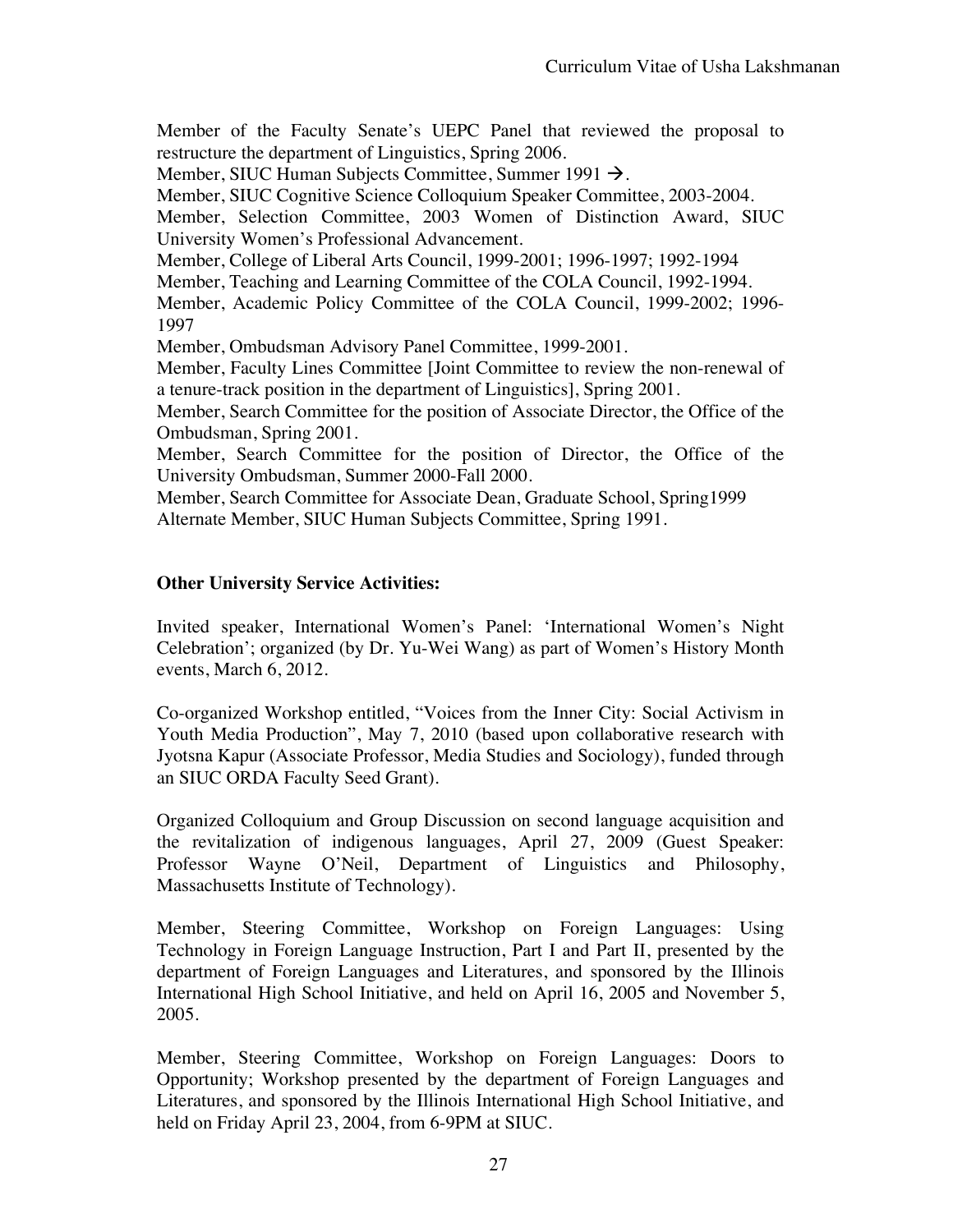Member of the Faculty Senate's UEPC Panel that reviewed the proposal to restructure the department of Linguistics, Spring 2006.

Member, SIUC Human Subjects Committee, Summer 1991 →.

Member, SIUC Cognitive Science Colloquium Speaker Committee, 2003-2004.

Member, Selection Committee, 2003 Women of Distinction Award, SIUC University Women's Professional Advancement.

Member, College of Liberal Arts Council, 1999-2001; 1996-1997; 1992-1994

Member, Teaching and Learning Committee of the COLA Council, 1992-1994.

Member, Academic Policy Committee of the COLA Council, 1999-2002; 1996-1997

Member, Ombudsman Advisory Panel Committee, 1999-2001.

Member, Faculty Lines Committee [Joint Committee to review the non-renewal of a tenure-track position in the department of Linguistics], Spring 2001.

Member, Search Committee for the position of Associate Director, the Office of the Ombudsman, Spring 2001.

Member, Search Committee for the position of Director, the Office of the University Ombudsman, Summer 2000-Fall 2000.

Member, Search Committee for Associate Dean, Graduate School, Spring1999

Alternate Member, SIUC Human Subjects Committee, Spring 1991.

**Other University Service Activities:**

Invited speaker, International Women's Panel: 'International Women's Night Celebration'; organized (by Dr. Yu-Wei Wang) as part of Women's History Month events, March 6, 2012.

Co-organized Workshop entitled, "Voices from the Inner City: Social Activism in Youth Media Production", May 7, 2010 (based upon collaborative research with Jyotsna Kapur (Associate Professor, Media Studies and Sociology), funded through an SIUC ORDA Faculty Seed Grant).

Organized Colloquium and Group Discussion on second language acquisition and the revitalization of indigenous languages, April 27, 2009 (Guest Speaker: Professor Wayne O'Neil, Department of Linguistics and Philosophy, Massachusetts Institute of Technology).

Member, Steering Committee, Workshop on Foreign Languages: Using Technology in Foreign Language Instruction, Part I and Part II, presented by the department of Foreign Languages and Literatures, and sponsored by the Illinois International High School Initiative, and held on April 16, 2005 and November 5, 2005.

Member, Steering Committee, Workshop on Foreign Languages: Doors to Opportunity; Workshop presented by the department of Foreign Languages and Literatures, and sponsored by the Illinois International High School Initiative, and held on Friday April 23, 2004, from 6-9PM at SIUC.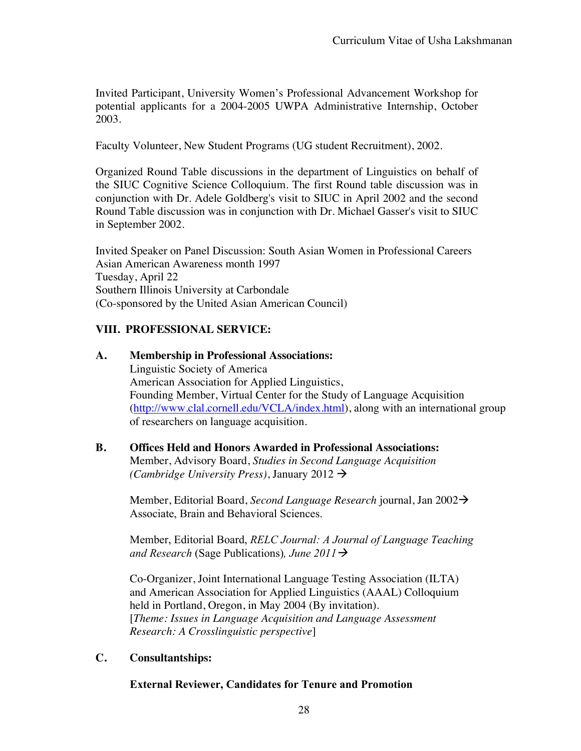Invited Participant, University Women's Professional Advancement Workshop for potential applicants for a 2004-2005 UWPA Administrative Internship, October 2003.

Faculty Volunteer, New Student Programs (UG student Recruitment), 2002.

Organized Round Table discussions in the department of Linguistics on behalf of the SIUC Cognitive Science Colloquium. The first Round table discussion was in conjunction with Dr. Adele Goldberg's visit to SIUC in April 2002 and the second Round Table discussion was in conjunction with Dr. Michael Gasser's visit to SIUC in September 2002.

Invited Speaker on Panel Discussion: South Asian Women in Professional Careers
Asian American Awareness month 1997
Tuesday, April 22
Southern Illinois University at Carbondale
(Co-sponsored by the United Asian American Council)

## VIII. PROFESSIONAL SERVICE:

### A. Membership in Professional Associations:

Linguistic Society of America
American Association for Applied Linguistics,
Founding Member, Virtual Center for the Study of Language Acquisition (http://www.clal.cornell.edu/VCLA/index.html), along with an international group of researchers on language acquisition.

### B. Offices Held and Honors Awarded in Professional Associations:

Member, Advisory Board, *Studies in Second Language Acquisition (Cambridge University Press)*, January 2012 →

Member, Editorial Board, *Second Language Research* journal, Jan 2002→
Associate, Brain and Behavioral Sciences.

Member, Editorial Board, *RELC Journal: A Journal of Language Teaching and Research* (Sage Publications)*, June 2011*→

Co-Organizer, Joint International Language Testing Association (ILTA) and American Association for Applied Linguistics (AAAL) Colloquium held in Portland, Oregon, in May 2004 (By invitation).
[*Theme: Issues in Language Acquisition and Language Assessment Research: A Crosslinguistic perspective*]

### C. Consultantships:

**External Reviewer, Candidates for Tenure and Promotion**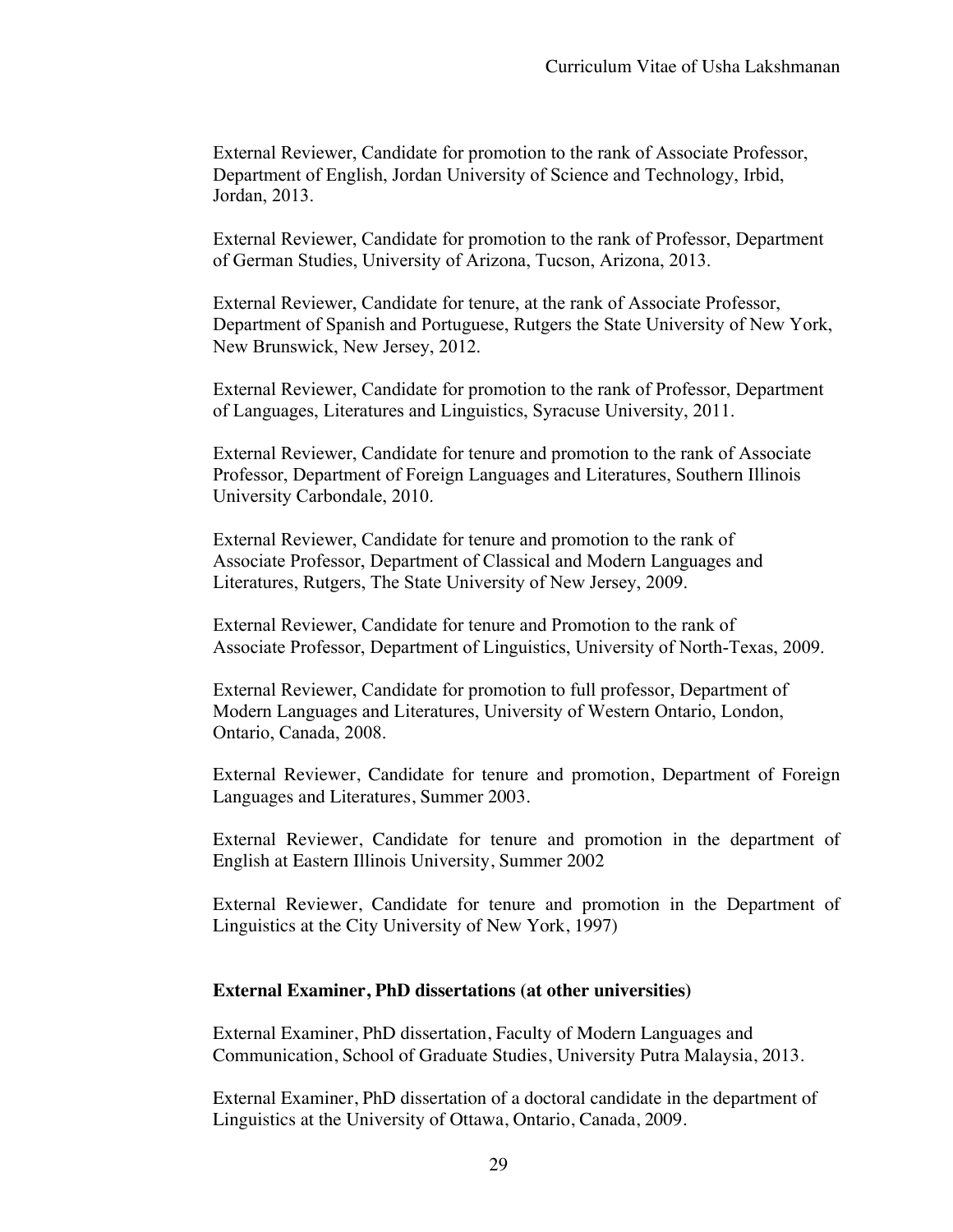External Reviewer, Candidate for promotion to the rank of Associate Professor, Department of English, Jordan University of Science and Technology, Irbid, Jordan, 2013.

External Reviewer, Candidate for promotion to the rank of Professor, Department of German Studies, University of Arizona, Tucson, Arizona, 2013.

External Reviewer, Candidate for tenure, at the rank of Associate Professor, Department of Spanish and Portuguese, Rutgers the State University of New York, New Brunswick, New Jersey, 2012.

External Reviewer, Candidate for promotion to the rank of Professor, Department of Languages, Literatures and Linguistics, Syracuse University, 2011.

External Reviewer, Candidate for tenure and promotion to the rank of Associate Professor, Department of Foreign Languages and Literatures, Southern Illinois University Carbondale, 2010.

External Reviewer, Candidate for tenure and promotion to the rank of Associate Professor, Department of Classical and Modern Languages and Literatures, Rutgers, The State University of New Jersey, 2009.

External Reviewer, Candidate for tenure and Promotion to the rank of Associate Professor, Department of Linguistics, University of North-Texas, 2009.

External Reviewer, Candidate for promotion to full professor, Department of Modern Languages and Literatures, University of Western Ontario, London, Ontario, Canada, 2008.

External Reviewer, Candidate for tenure and promotion, Department of Foreign Languages and Literatures, Summer 2003.

External Reviewer, Candidate for tenure and promotion in the department of English at Eastern Illinois University, Summer 2002

External Reviewer, Candidate for tenure and promotion in the Department of Linguistics at the City University of New York, 1997)

**External Examiner, PhD dissertations (at other universities)**

External Examiner, PhD dissertation, Faculty of Modern Languages and Communication, School of Graduate Studies, University Putra Malaysia, 2013.

External Examiner, PhD dissertation of a doctoral candidate in the department of Linguistics at the University of Ottawa, Ontario, Canada, 2009.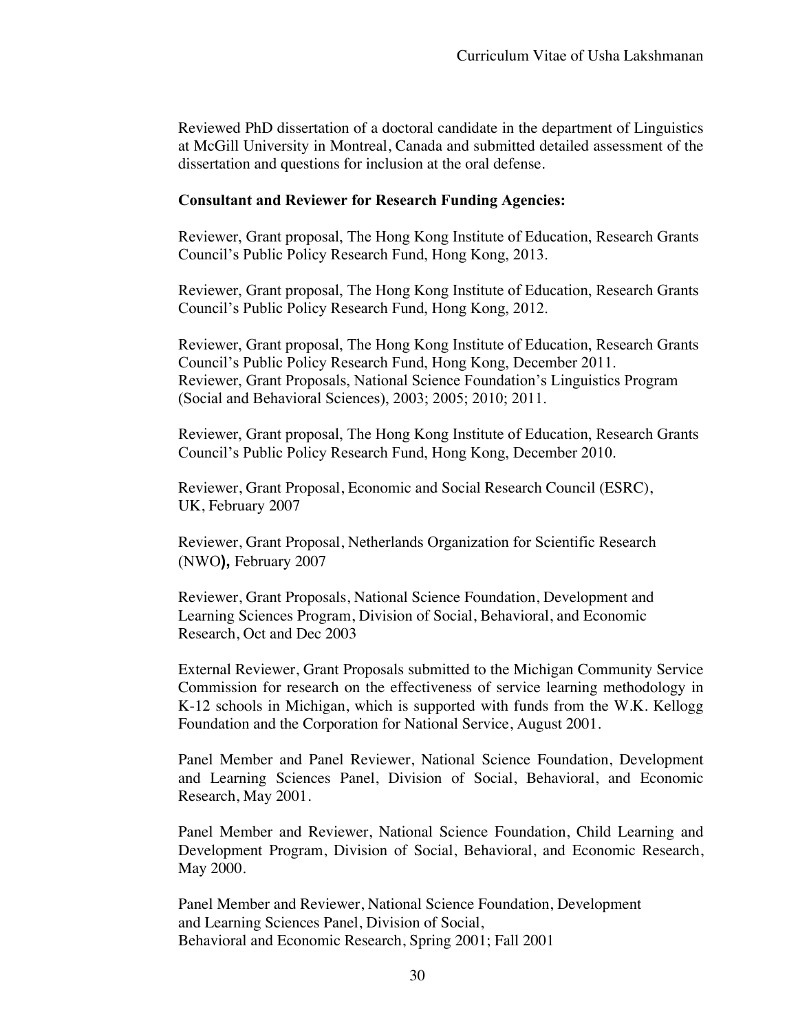Reviewed PhD dissertation of a doctoral candidate in the department of Linguistics at McGill University in Montreal, Canada and submitted detailed assessment of the dissertation and questions for inclusion at the oral defense.

**Consultant and Reviewer for Research Funding Agencies:**

Reviewer, Grant proposal, The Hong Kong Institute of Education, Research Grants Council's Public Policy Research Fund, Hong Kong, 2013.

Reviewer, Grant proposal, The Hong Kong Institute of Education, Research Grants Council's Public Policy Research Fund, Hong Kong, 2012.

Reviewer, Grant proposal, The Hong Kong Institute of Education, Research Grants Council's Public Policy Research Fund, Hong Kong, December 2011.
Reviewer, Grant Proposals, National Science Foundation's Linguistics Program (Social and Behavioral Sciences), 2003; 2005; 2010; 2011.

Reviewer, Grant proposal, The Hong Kong Institute of Education, Research Grants Council's Public Policy Research Fund, Hong Kong, December 2010.

Reviewer, Grant Proposal, Economic and Social Research Council (ESRC), UK, February 2007

Reviewer, Grant Proposal, Netherlands Organization for Scientific Research (NWO**),** February 2007

Reviewer, Grant Proposals, National Science Foundation, Development and Learning Sciences Program, Division of Social, Behavioral, and Economic Research, Oct and Dec 2003

External Reviewer, Grant Proposals submitted to the Michigan Community Service Commission for research on the effectiveness of service learning methodology in K-12 schools in Michigan, which is supported with funds from the W.K. Kellogg Foundation and the Corporation for National Service, August 2001.

Panel Member and Panel Reviewer, National Science Foundation, Development and Learning Sciences Panel, Division of Social, Behavioral, and Economic Research, May 2001.

Panel Member and Reviewer, National Science Foundation, Child Learning and Development Program, Division of Social, Behavioral, and Economic Research, May 2000.

Panel Member and Reviewer, National Science Foundation, Development and Learning Sciences Panel, Division of Social, Behavioral and Economic Research, Spring 2001; Fall 2001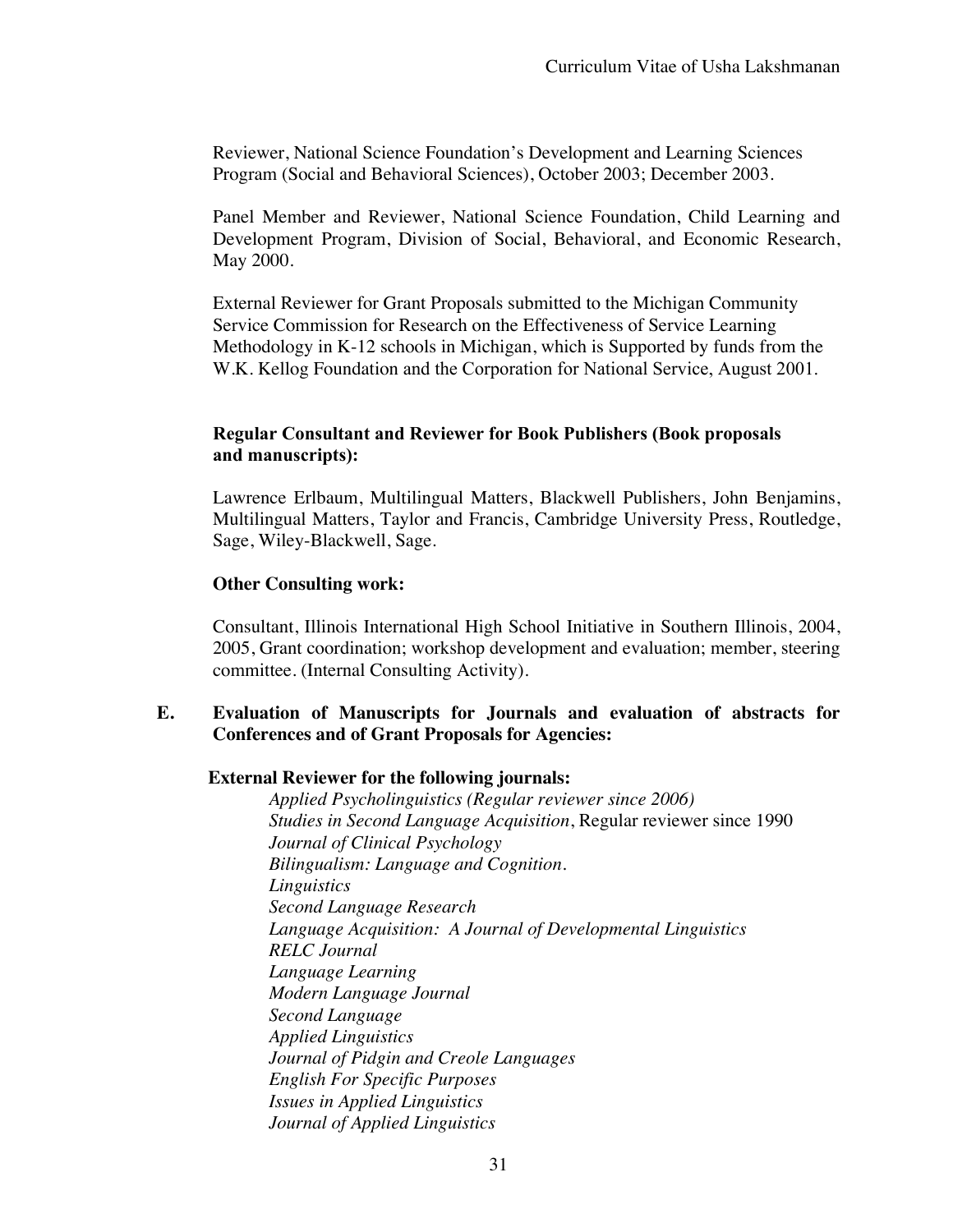Reviewer, National Science Foundation's Development and Learning Sciences Program (Social and Behavioral Sciences), October 2003; December 2003.

Panel Member and Reviewer, National Science Foundation, Child Learning and Development Program, Division of Social, Behavioral, and Economic Research, May 2000.

External Reviewer for Grant Proposals submitted to the Michigan Community Service Commission for Research on the Effectiveness of Service Learning Methodology in K-12 schools in Michigan, which is Supported by funds from the W.K. Kellog Foundation and the Corporation for National Service, August 2001.

**Regular Consultant and Reviewer for Book Publishers (Book proposals and manuscripts):**

Lawrence Erlbaum, Multilingual Matters, Blackwell Publishers, John Benjamins, Multilingual Matters, Taylor and Francis, Cambridge University Press, Routledge, Sage, Wiley-Blackwell, Sage.

**Other Consulting work:**

Consultant, Illinois International High School Initiative in Southern Illinois, 2004, 2005, Grant coordination; workshop development and evaluation; member, steering committee. (Internal Consulting Activity).

## E. Evaluation of Manuscripts for Journals and evaluation of abstracts for Conferences and of Grant Proposals for Agencies:

**External Reviewer for the following journals:**

*Applied Psycholinguistics (Regular reviewer since 2006)*
*Studies in Second Language Acquisition*, Regular reviewer since 1990
*Journal of Clinical Psychology*
*Bilingualism: Language and Cognition.*
*Linguistics*
*Second Language Research*
*Language Acquisition: A Journal of Developmental Linguistics*
*RELC Journal*
*Language Learning*
*Modern Language Journal*
*Second Language*
*Applied Linguistics*
*Journal of Pidgin and Creole Languages*
*English For Specific Purposes*
*Issues in Applied Linguistics*
*Journal of Applied Linguistics*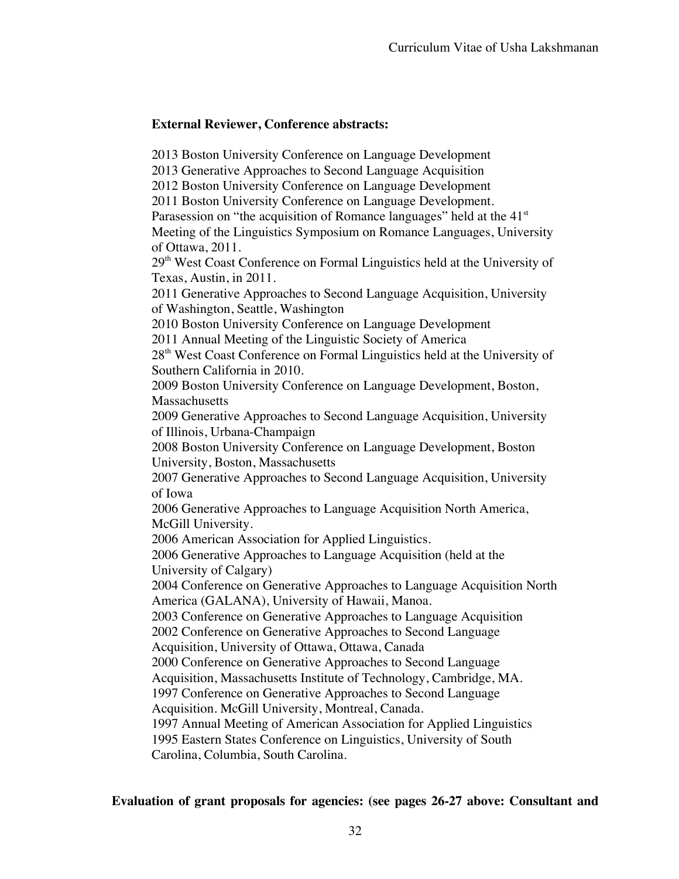**External Reviewer, Conference abstracts:**

2013 Boston University Conference on Language Development
2013 Generative Approaches to Second Language Acquisition
2012 Boston University Conference on Language Development
2011 Boston University Conference on Language Development.
Parasession on "the acquisition of Romance languages" held at the 41st Meeting of the Linguistics Symposium on Romance Languages, University of Ottawa, 2011.
29th West Coast Conference on Formal Linguistics held at the University of Texas, Austin, in 2011.
2011 Generative Approaches to Second Language Acquisition, University of Washington, Seattle, Washington
2010 Boston University Conference on Language Development
2011 Annual Meeting of the Linguistic Society of America
28th West Coast Conference on Formal Linguistics held at the University of Southern California in 2010.
2009 Boston University Conference on Language Development, Boston, Massachusetts
2009 Generative Approaches to Second Language Acquisition, University of Illinois, Urbana-Champaign
2008 Boston University Conference on Language Development, Boston University, Boston, Massachusetts
2007 Generative Approaches to Second Language Acquisition, University of Iowa
2006 Generative Approaches to Language Acquisition North America, McGill University.
2006 American Association for Applied Linguistics.
2006 Generative Approaches to Language Acquisition (held at the University of Calgary)
2004 Conference on Generative Approaches to Language Acquisition North America (GALANA), University of Hawaii, Manoa.
2003 Conference on Generative Approaches to Language Acquisition
2002 Conference on Generative Approaches to Second Language Acquisition, University of Ottawa, Ottawa, Canada
2000 Conference on Generative Approaches to Second Language Acquisition, Massachusetts Institute of Technology, Cambridge, MA.
1997 Conference on Generative Approaches to Second Language Acquisition. McGill University, Montreal, Canada.
1997 Annual Meeting of American Association for Applied Linguistics
1995 Eastern States Conference on Linguistics, University of South Carolina, Columbia, South Carolina.

**Evaluation of grant proposals for agencies: (see pages 26-27 above: Consultant and**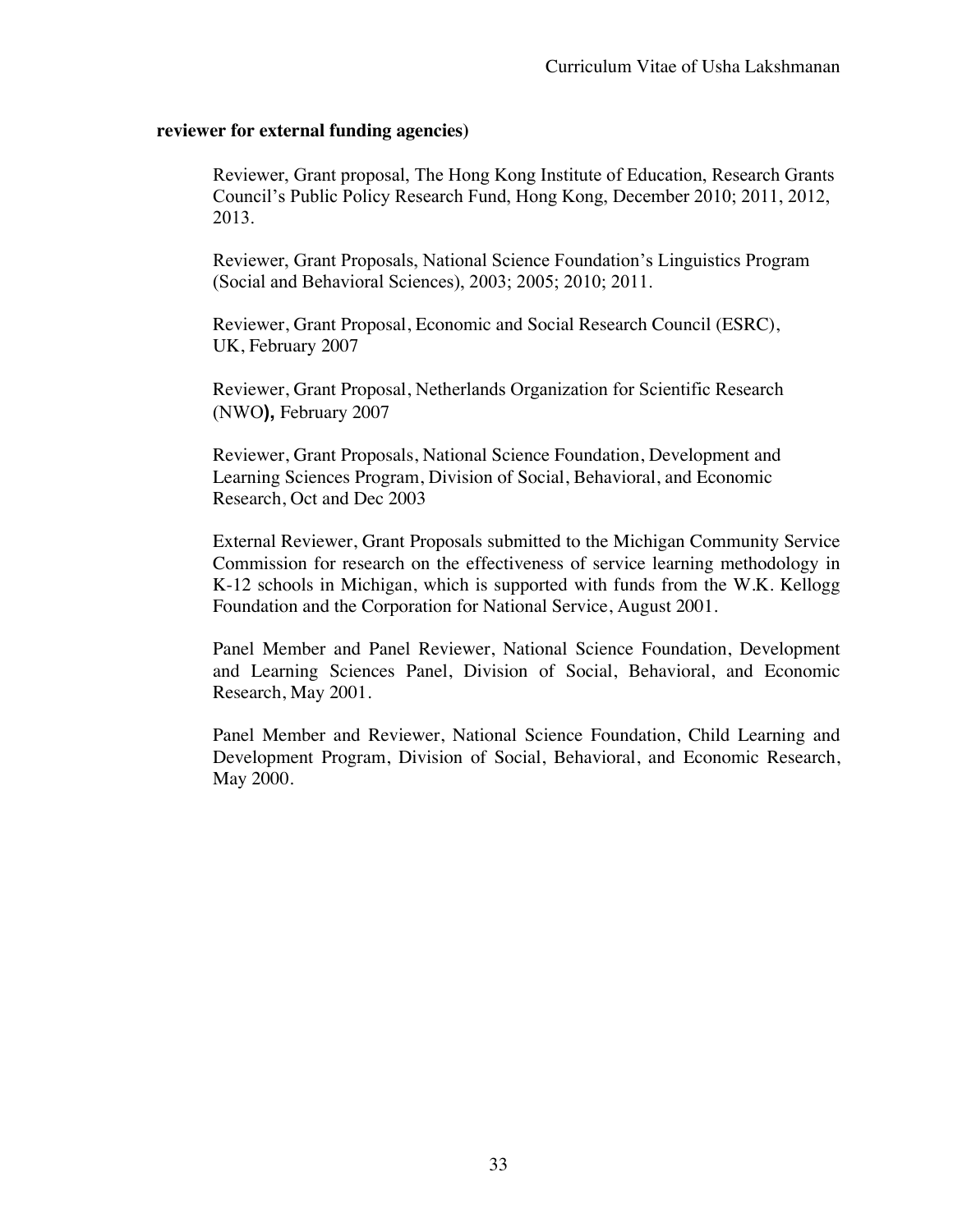**reviewer for external funding agencies)**

Reviewer, Grant proposal, The Hong Kong Institute of Education, Research Grants Council's Public Policy Research Fund, Hong Kong, December 2010; 2011, 2012, 2013.

Reviewer, Grant Proposals, National Science Foundation's Linguistics Program (Social and Behavioral Sciences), 2003; 2005; 2010; 2011.

Reviewer, Grant Proposal, Economic and Social Research Council (ESRC), UK, February 2007

Reviewer, Grant Proposal, Netherlands Organization for Scientific Research (NWO**),** February 2007

Reviewer, Grant Proposals, National Science Foundation, Development and Learning Sciences Program, Division of Social, Behavioral, and Economic Research, Oct and Dec 2003

External Reviewer, Grant Proposals submitted to the Michigan Community Service Commission for research on the effectiveness of service learning methodology in K-12 schools in Michigan, which is supported with funds from the W.K. Kellogg Foundation and the Corporation for National Service, August 2001.

Panel Member and Panel Reviewer, National Science Foundation, Development and Learning Sciences Panel, Division of Social, Behavioral, and Economic Research, May 2001.

Panel Member and Reviewer, National Science Foundation, Child Learning and Development Program, Division of Social, Behavioral, and Economic Research, May 2000.